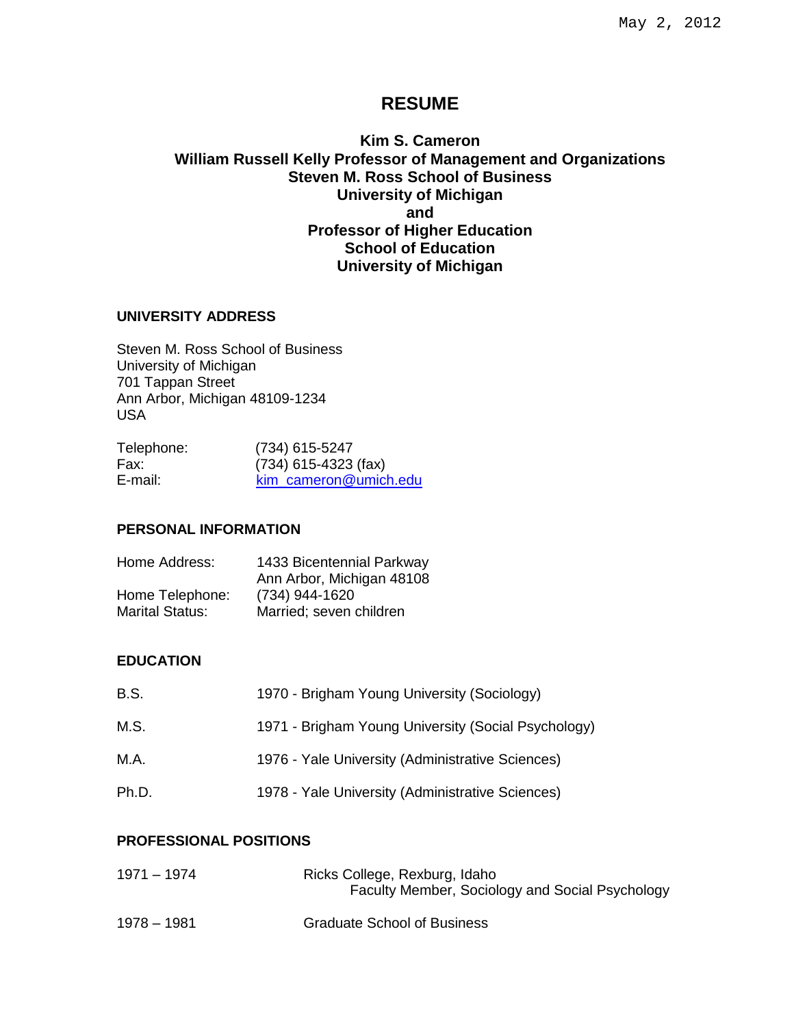May 2, 2012

# RESUME

**Kim S. Cameron**
**William Russell Kelly Professor of Management and Organizations**
**Steven M. Ross School of Business**
**University of Michigan**
**and**
**Professor of Higher Education**
**School of Education**
**University of Michigan**

## UNIVERSITY ADDRESS

Steven M. Ross School of Business
University of Michigan
701 Tappan Street
Ann Arbor, Michigan 48109-1234
USA

| | |
|---|---|
| Telephone: | (734) 615-5247 |
| Fax: | (734) 615-4323 (fax) |
| E-mail: | kim_cameron@umich.edu |

## PERSONAL INFORMATION

| | |
|---|---|
| Home Address: | 1433 Bicentennial Parkway<br>Ann Arbor, Michigan 48108 |
| Home Telephone: | (734) 944-1620 |
| Marital Status: | Married; seven children |

## EDUCATION

| | |
|---|---|
| B.S. | 1970 - Brigham Young University (Sociology) |
| M.S. | 1971 - Brigham Young University (Social Psychology) |
| M.A. | 1976 - Yale University (Administrative Sciences) |
| Ph.D. | 1978 - Yale University (Administrative Sciences) |

## PROFESSIONAL POSITIONS

| | |
|---|---|
| 1971 – 1974 | Ricks College, Rexburg, Idaho<br>Faculty Member, Sociology and Social Psychology |
| 1978 – 1981 | Graduate School of Business |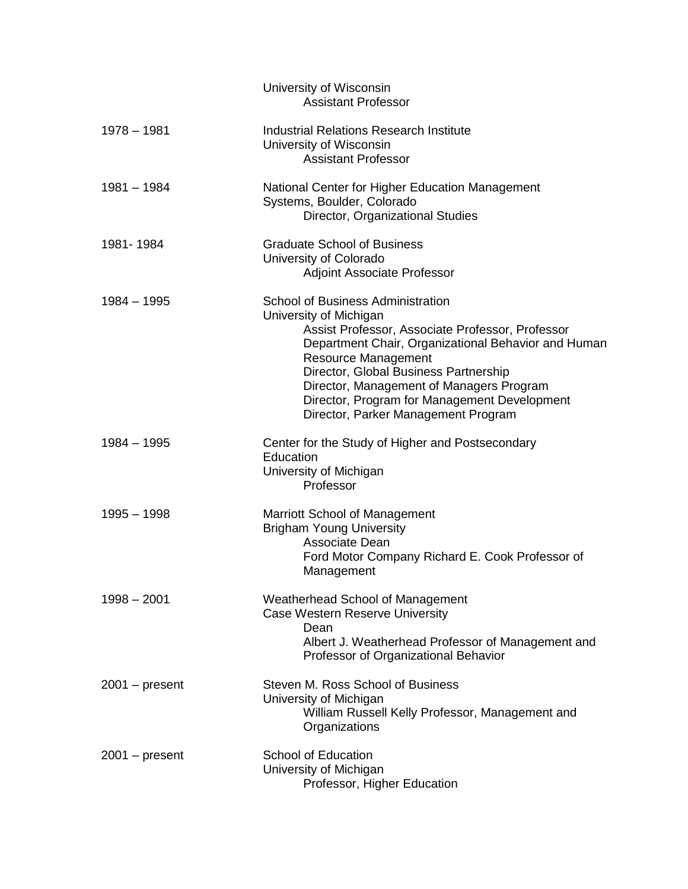| | |
|---|---|
| | University of Wisconsin<br>Assistant Professor |
| 1978 – 1981 | Industrial Relations Research Institute<br>University of Wisconsin<br>Assistant Professor |
| 1981 – 1984 | National Center for Higher Education Management Systems, Boulder, Colorado<br>Director, Organizational Studies |
| 1981- 1984 | Graduate School of Business<br>University of Colorado<br>Adjoint Associate Professor |
| 1984 – 1995 | School of Business Administration<br>University of Michigan<br>Assist Professor, Associate Professor, Professor<br>Department Chair, Organizational Behavior and Human Resource Management<br>Director, Global Business Partnership<br>Director, Management of Managers Program<br>Director, Program for Management Development<br>Director, Parker Management Program |
| 1984 – 1995 | Center for the Study of Higher and Postsecondary Education<br>University of Michigan<br>Professor |
| 1995 – 1998 | Marriott School of Management<br>Brigham Young University<br>Associate Dean<br>Ford Motor Company Richard E. Cook Professor of Management |
| 1998 – 2001 | Weatherhead School of Management<br>Case Western Reserve University<br>Dean<br>Albert J. Weatherhead Professor of Management and Professor of Organizational Behavior |
| 2001 – present | Steven M. Ross School of Business<br>University of Michigan<br>William Russell Kelly Professor, Management and Organizations |
| 2001 – present | School of Education<br>University of Michigan<br>Professor, Higher Education |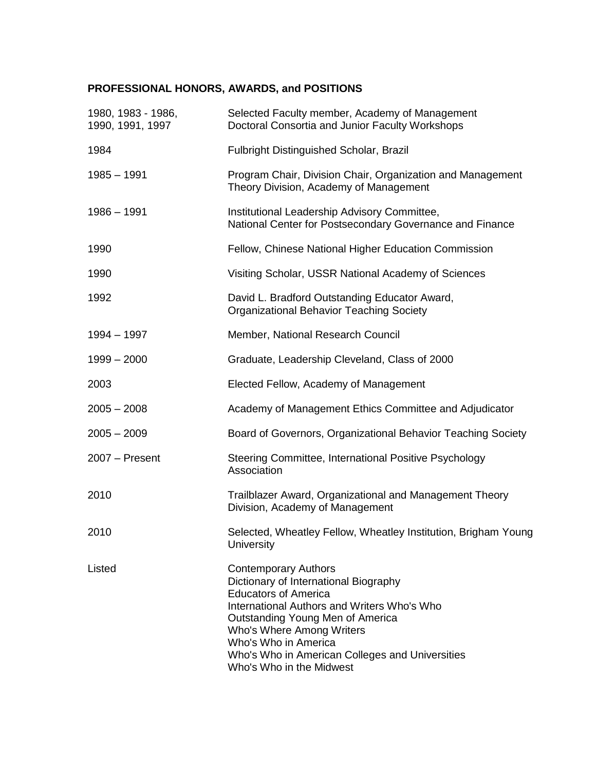**PROFESSIONAL HONORS, AWARDS, and POSITIONS**

| | |
|---|---|
| 1980, 1983 - 1986, 1990, 1991, 1997 | Selected Faculty member, Academy of Management Doctoral Consortia and Junior Faculty Workshops |
| 1984 | Fulbright Distinguished Scholar, Brazil |
| 1985 – 1991 | Program Chair, Division Chair, Organization and Management Theory Division, Academy of Management |
| 1986 – 1991 | Institutional Leadership Advisory Committee, National Center for Postsecondary Governance and Finance |
| 1990 | Fellow, Chinese National Higher Education Commission |
| 1990 | Visiting Scholar, USSR National Academy of Sciences |
| 1992 | David L. Bradford Outstanding Educator Award, Organizational Behavior Teaching Society |
| 1994 – 1997 | Member, National Research Council |
| 1999 – 2000 | Graduate, Leadership Cleveland, Class of 2000 |
| 2003 | Elected Fellow, Academy of Management |
| 2005 – 2008 | Academy of Management Ethics Committee and Adjudicator |
| 2005 – 2009 | Board of Governors, Organizational Behavior Teaching Society |
| 2007 – Present | Steering Committee, International Positive Psychology Association |
| 2010 | Trailblazer Award, Organizational and Management Theory Division, Academy of Management |
| 2010 | Selected, Wheatley Fellow, Wheatley Institution, Brigham Young University |
| Listed | Contemporary Authors<br>Dictionary of International Biography<br>Educators of America<br>International Authors and Writers Who's Who<br>Outstanding Young Men of America<br>Who's Where Among Writers<br>Who's Who in America<br>Who's Who in American Colleges and Universities<br>Who's Who in the Midwest |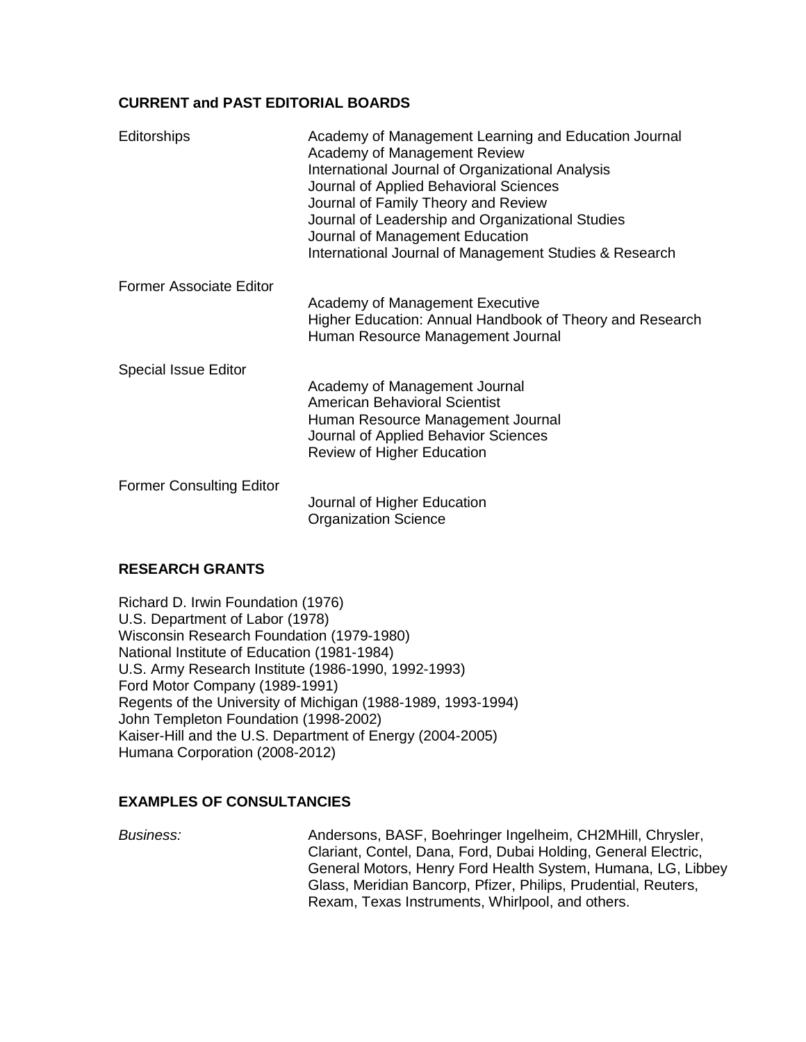**CURRENT and PAST EDITORIAL BOARDS**

| | |
|---|---|
| Editorships | Academy of Management Learning and Education Journal<br>Academy of Management Review<br>International Journal of Organizational Analysis<br>Journal of Applied Behavioral Sciences<br>Journal of Family Theory and Review<br>Journal of Leadership and Organizational Studies<br>Journal of Management Education<br>International Journal of Management Studies & Research |
| Former Associate Editor | Academy of Management Executive<br>Higher Education: Annual Handbook of Theory and Research<br>Human Resource Management Journal |
| Special Issue Editor | Academy of Management Journal<br>American Behavioral Scientist<br>Human Resource Management Journal<br>Journal of Applied Behavior Sciences<br>Review of Higher Education |
| Former Consulting Editor | Journal of Higher Education<br>Organization Science |

**RESEARCH GRANTS**

Richard D. Irwin Foundation (1976)
U.S. Department of Labor (1978)
Wisconsin Research Foundation (1979-1980)
National Institute of Education (1981-1984)
U.S. Army Research Institute (1986-1990, 1992-1993)
Ford Motor Company (1989-1991)
Regents of the University of Michigan (1988-1989, 1993-1994)
John Templeton Foundation (1998-2002)
Kaiser-Hill and the U.S. Department of Energy (2004-2005)
Humana Corporation (2008-2012)

**EXAMPLES OF CONSULTANCIES**

*Business:* Andersons, BASF, Boehringer Ingelheim, CH2MHill, Chrysler, Clariant, Contel, Dana, Ford, Dubai Holding, General Electric, General Motors, Henry Ford Health System, Humana, LG, Libbey Glass, Meridian Bancorp, Pfizer, Philips, Prudential, Reuters, Rexam, Texas Instruments, Whirlpool, and others.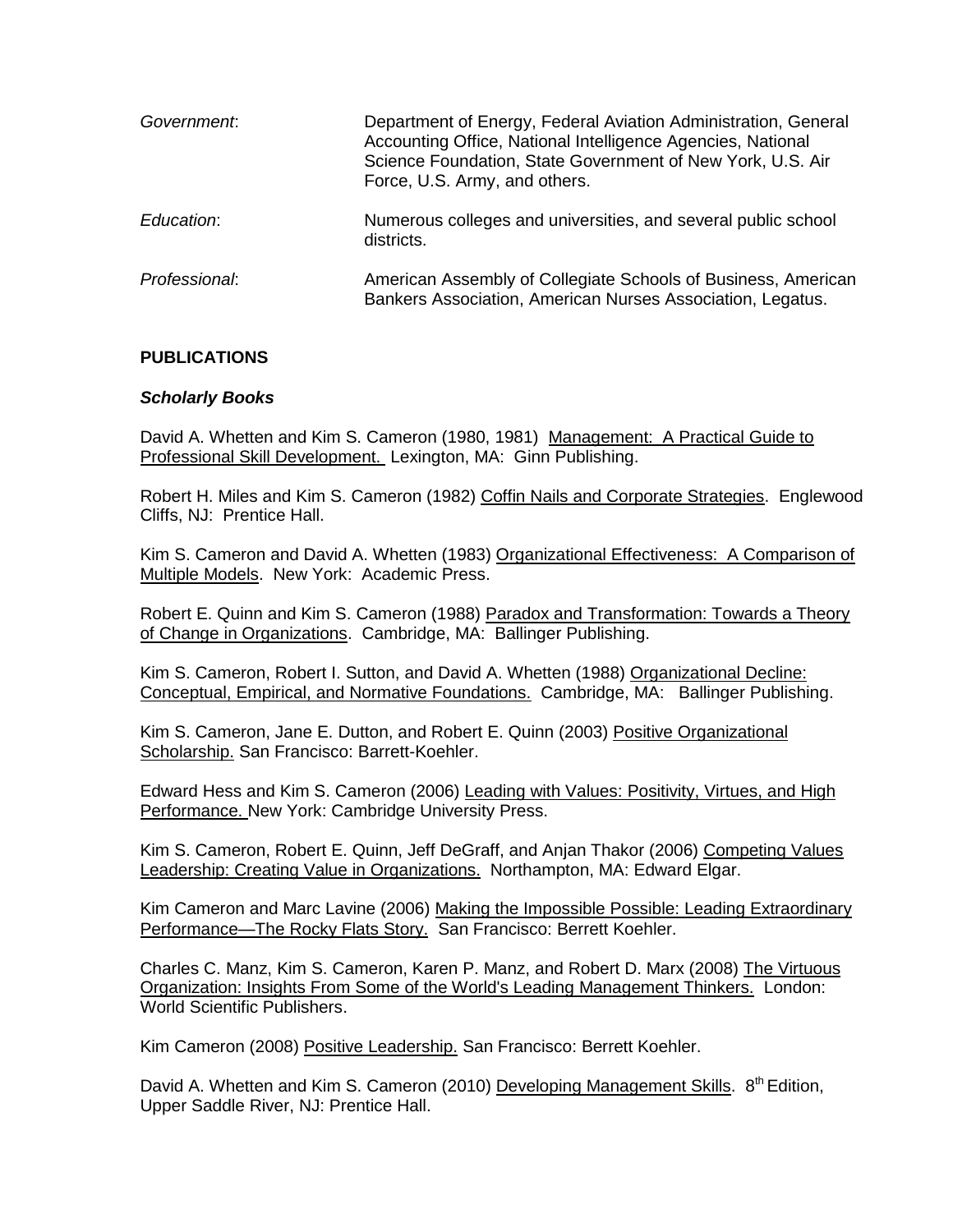*Government*: Department of Energy, Federal Aviation Administration, General Accounting Office, National Intelligence Agencies, National Science Foundation, State Government of New York, U.S. Air Force, U.S. Army, and others.

*Education*: Numerous colleges and universities, and several public school districts.

*Professional*: American Assembly of Collegiate Schools of Business, American Bankers Association, American Nurses Association, Legatus.

## PUBLICATIONS

### *Scholarly Books*

David A. Whetten and Kim S. Cameron (1980, 1981) <u>Management: A Practical Guide to Professional Skill Development.</u> Lexington, MA: Ginn Publishing.

Robert H. Miles and Kim S. Cameron (1982) <u>Coffin Nails and Corporate Strategies</u>. Englewood Cliffs, NJ: Prentice Hall.

Kim S. Cameron and David A. Whetten (1983) <u>Organizational Effectiveness: A Comparison of Multiple Models</u>. New York: Academic Press.

Robert E. Quinn and Kim S. Cameron (1988) <u>Paradox and Transformation: Towards a Theory of Change in Organizations</u>. Cambridge, MA: Ballinger Publishing.

Kim S. Cameron, Robert I. Sutton, and David A. Whetten (1988) <u>Organizational Decline: Conceptual, Empirical, and Normative Foundations.</u> Cambridge, MA: Ballinger Publishing.

Kim S. Cameron, Jane E. Dutton, and Robert E. Quinn (2003) <u>Positive Organizational Scholarship.</u> San Francisco: Barrett-Koehler.

Edward Hess and Kim S. Cameron (2006) <u>Leading with Values: Positivity, Virtues, and High Performance.</u> New York: Cambridge University Press.

Kim S. Cameron, Robert E. Quinn, Jeff DeGraff, and Anjan Thakor (2006) <u>Competing Values Leadership: Creating Value in Organizations.</u> Northampton, MA: Edward Elgar.

Kim Cameron and Marc Lavine (2006) <u>Making the Impossible Possible: Leading Extraordinary Performance—The Rocky Flats Story.</u> San Francisco: Berrett Koehler.

Charles C. Manz, Kim S. Cameron, Karen P. Manz, and Robert D. Marx (2008) <u>The Virtuous Organization: Insights From Some of the World's Leading Management Thinkers.</u> London: World Scientific Publishers.

Kim Cameron (2008) <u>Positive Leadership.</u> San Francisco: Berrett Koehler.

David A. Whetten and Kim S. Cameron (2010) <u>Developing Management Skills</u>. 8th Edition, Upper Saddle River, NJ: Prentice Hall.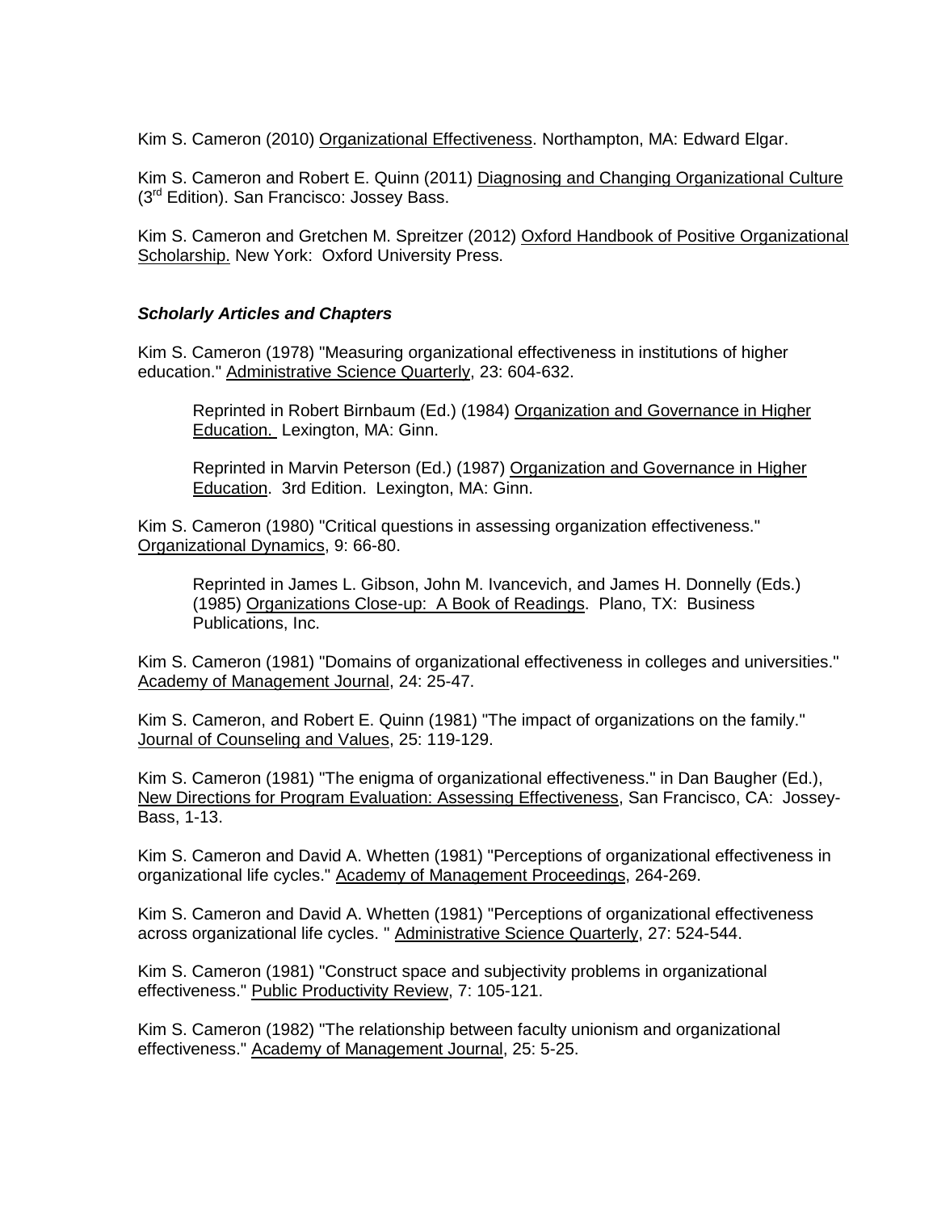Kim S. Cameron (2010) Organizational Effectiveness. Northampton, MA: Edward Elgar.

Kim S. Cameron and Robert E. Quinn (2011) Diagnosing and Changing Organizational Culture (3rd Edition). San Francisco: Jossey Bass.

Kim S. Cameron and Gretchen M. Spreitzer (2012) Oxford Handbook of Positive Organizational Scholarship. New York: Oxford University Press.

### *Scholarly Articles and Chapters*

Kim S. Cameron (1978) "Measuring organizational effectiveness in institutions of higher education." Administrative Science Quarterly, 23: 604-632.

> Reprinted in Robert Birnbaum (Ed.) (1984) Organization and Governance in Higher Education. Lexington, MA: Ginn.
>
> Reprinted in Marvin Peterson (Ed.) (1987) Organization and Governance in Higher Education. 3rd Edition. Lexington, MA: Ginn.

Kim S. Cameron (1980) "Critical questions in assessing organization effectiveness." Organizational Dynamics, 9: 66-80.

> Reprinted in James L. Gibson, John M. Ivancevich, and James H. Donnelly (Eds.) (1985) Organizations Close-up: A Book of Readings. Plano, TX: Business Publications, Inc.

Kim S. Cameron (1981) "Domains of organizational effectiveness in colleges and universities." Academy of Management Journal, 24: 25-47.

Kim S. Cameron, and Robert E. Quinn (1981) "The impact of organizations on the family." Journal of Counseling and Values, 25: 119-129.

Kim S. Cameron (1981) "The enigma of organizational effectiveness." in Dan Baugher (Ed.), New Directions for Program Evaluation: Assessing Effectiveness, San Francisco, CA: Jossey-Bass, 1-13.

Kim S. Cameron and David A. Whetten (1981) "Perceptions of organizational effectiveness in organizational life cycles." Academy of Management Proceedings, 264-269.

Kim S. Cameron and David A. Whetten (1981) "Perceptions of organizational effectiveness across organizational life cycles. " Administrative Science Quarterly, 27: 524-544.

Kim S. Cameron (1981) "Construct space and subjectivity problems in organizational effectiveness." Public Productivity Review, 7: 105-121.

Kim S. Cameron (1982) "The relationship between faculty unionism and organizational effectiveness." Academy of Management Journal, 25: 5-25.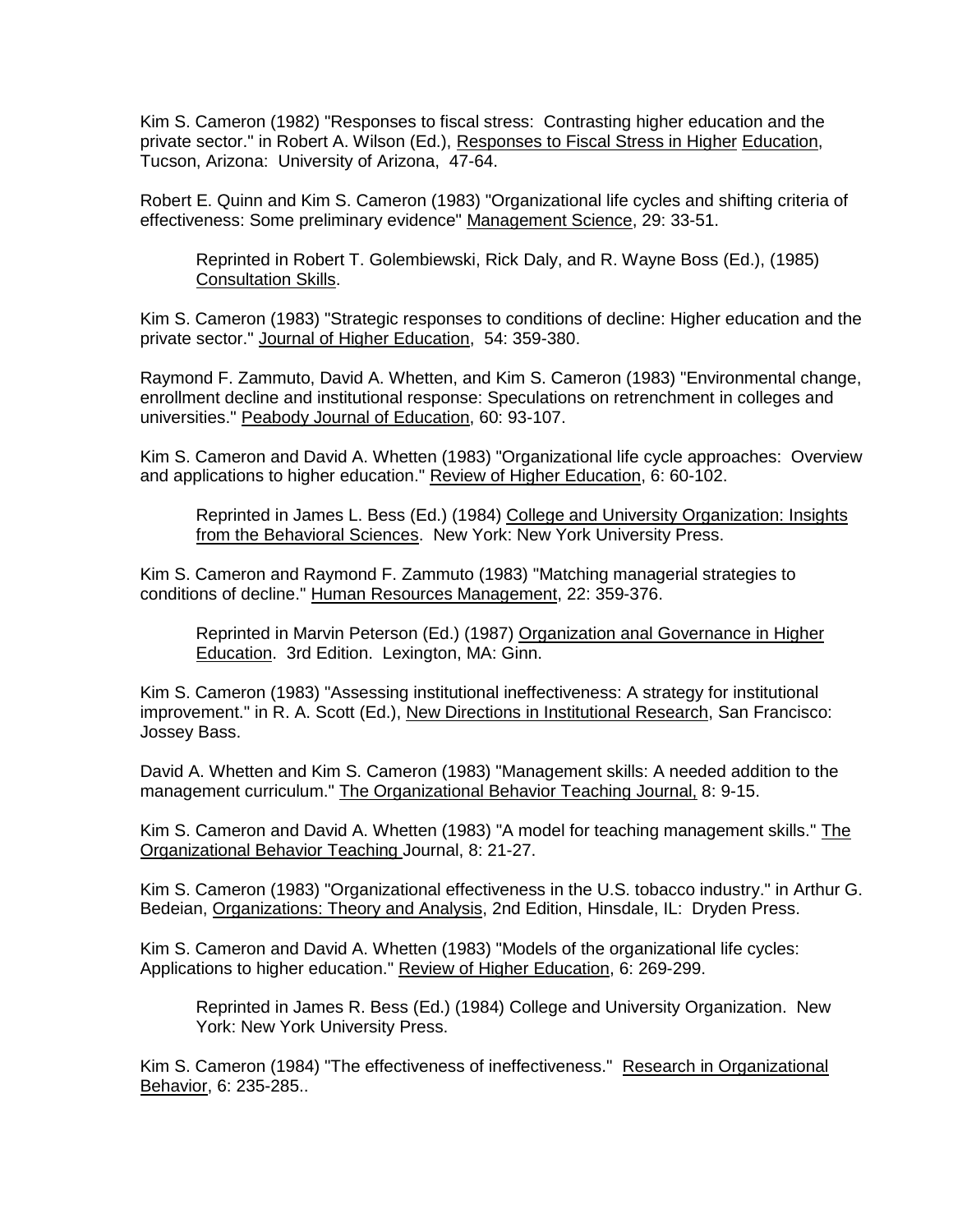Kim S. Cameron (1982) "Responses to fiscal stress: Contrasting higher education and the private sector." in Robert A. Wilson (Ed.), Responses to Fiscal Stress in Higher Education, Tucson, Arizona: University of Arizona, 47-64.

Robert E. Quinn and Kim S. Cameron (1983) "Organizational life cycles and shifting criteria of effectiveness: Some preliminary evidence" Management Science, 29: 33-51.

> Reprinted in Robert T. Golembiewski, Rick Daly, and R. Wayne Boss (Ed.), (1985) Consultation Skills.

Kim S. Cameron (1983) "Strategic responses to conditions of decline: Higher education and the private sector." Journal of Higher Education, 54: 359-380.

Raymond F. Zammuto, David A. Whetten, and Kim S. Cameron (1983) "Environmental change, enrollment decline and institutional response: Speculations on retrenchment in colleges and universities." Peabody Journal of Education, 60: 93-107.

Kim S. Cameron and David A. Whetten (1983) "Organizational life cycle approaches: Overview and applications to higher education." Review of Higher Education, 6: 60-102.

> Reprinted in James L. Bess (Ed.) (1984) College and University Organization: Insights from the Behavioral Sciences. New York: New York University Press.

Kim S. Cameron and Raymond F. Zammuto (1983) "Matching managerial strategies to conditions of decline." Human Resources Management, 22: 359-376.

> Reprinted in Marvin Peterson (Ed.) (1987) Organization anal Governance in Higher Education. 3rd Edition. Lexington, MA: Ginn.

Kim S. Cameron (1983) "Assessing institutional ineffectiveness: A strategy for institutional improvement." in R. A. Scott (Ed.), New Directions in Institutional Research, San Francisco: Jossey Bass.

David A. Whetten and Kim S. Cameron (1983) "Management skills: A needed addition to the management curriculum." The Organizational Behavior Teaching Journal, 8: 9-15.

Kim S. Cameron and David A. Whetten (1983) "A model for teaching management skills." The Organizational Behavior Teaching Journal, 8: 21-27.

Kim S. Cameron (1983) "Organizational effectiveness in the U.S. tobacco industry." in Arthur G. Bedeian, Organizations: Theory and Analysis, 2nd Edition, Hinsdale, IL: Dryden Press.

Kim S. Cameron and David A. Whetten (1983) "Models of the organizational life cycles: Applications to higher education." Review of Higher Education, 6: 269-299.

> Reprinted in James R. Bess (Ed.) (1984) College and University Organization. New York: New York University Press.

Kim S. Cameron (1984) "The effectiveness of ineffectiveness." Research in Organizational Behavior, 6: 235-285..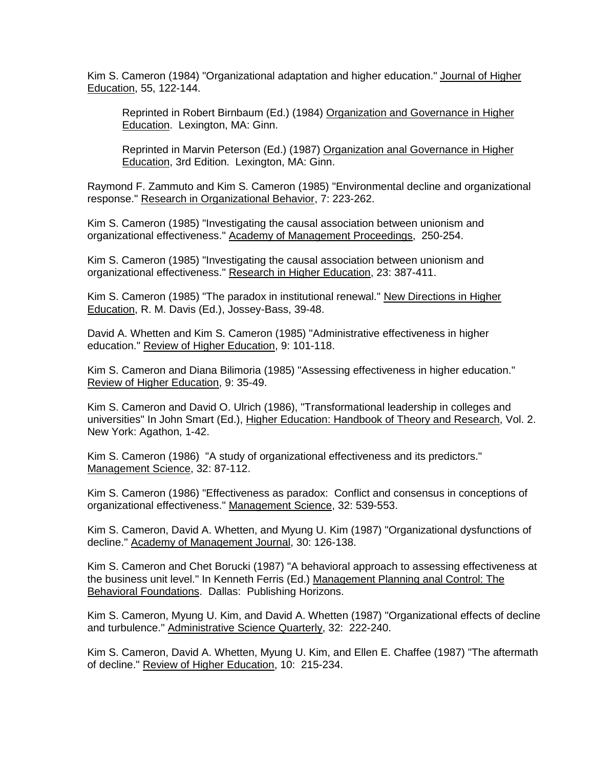Kim S. Cameron (1984) "Organizational adaptation and higher education." Journal of Higher Education, 55, 122-144.

> Reprinted in Robert Birnbaum (Ed.) (1984) Organization and Governance in Higher Education. Lexington, MA: Ginn.
>
> Reprinted in Marvin Peterson (Ed.) (1987) Organization anal Governance in Higher Education, 3rd Edition. Lexington, MA: Ginn.

Raymond F. Zammuto and Kim S. Cameron (1985) "Environmental decline and organizational response." Research in Organizational Behavior, 7: 223-262.

Kim S. Cameron (1985) "Investigating the causal association between unionism and organizational effectiveness." Academy of Management Proceedings, 250-254.

Kim S. Cameron (1985) "Investigating the causal association between unionism and organizational effectiveness." Research in Higher Education, 23: 387-411.

Kim S. Cameron (1985) "The paradox in institutional renewal." New Directions in Higher Education, R. M. Davis (Ed.), Jossey-Bass, 39-48.

David A. Whetten and Kim S. Cameron (1985) "Administrative effectiveness in higher education." Review of Higher Education, 9: 101-118.

Kim S. Cameron and Diana Bilimoria (1985) "Assessing effectiveness in higher education." Review of Higher Education, 9: 35-49.

Kim S. Cameron and David O. Ulrich (1986), "Transformational leadership in colleges and universities" In John Smart (Ed.), Higher Education: Handbook of Theory and Research, Vol. 2. New York: Agathon, 1-42.

Kim S. Cameron (1986) "A study of organizational effectiveness and its predictors." Management Science, 32: 87-112.

Kim S. Cameron (1986) "Effectiveness as paradox: Conflict and consensus in conceptions of organizational effectiveness." Management Science, 32: 539-553.

Kim S. Cameron, David A. Whetten, and Myung U. Kim (1987) "Organizational dysfunctions of decline." Academy of Management Journal, 30: 126-138.

Kim S. Cameron and Chet Borucki (1987) "A behavioral approach to assessing effectiveness at the business unit level." In Kenneth Ferris (Ed.) Management Planning anal Control: The Behavioral Foundations. Dallas: Publishing Horizons.

Kim S. Cameron, Myung U. Kim, and David A. Whetten (1987) "Organizational effects of decline and turbulence." Administrative Science Quarterly, 32: 222-240.

Kim S. Cameron, David A. Whetten, Myung U. Kim, and Ellen E. Chaffee (1987) "The aftermath of decline." Review of Higher Education, 10: 215-234.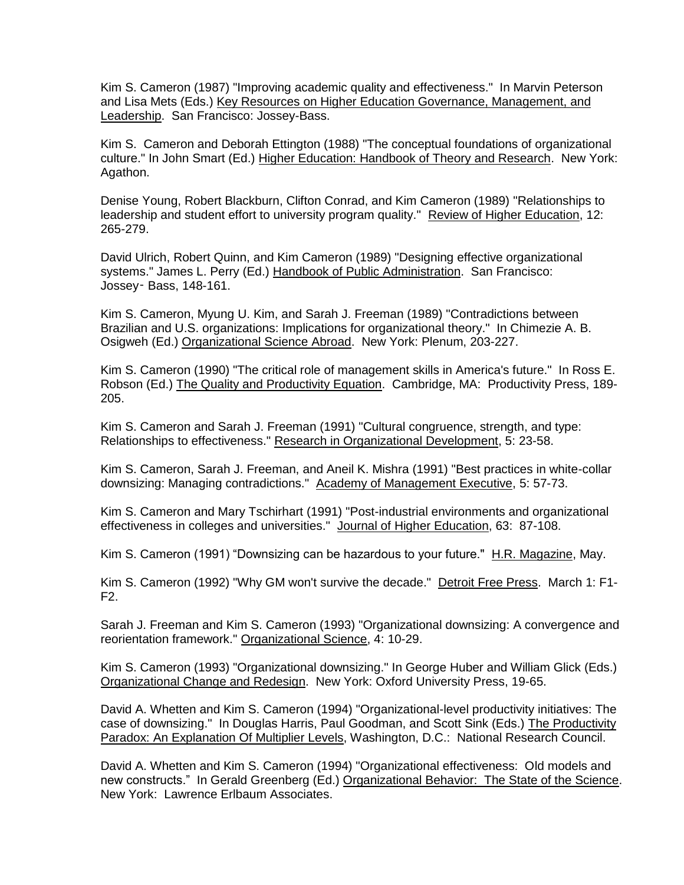Kim S. Cameron (1987) "Improving academic quality and effectiveness." In Marvin Peterson and Lisa Mets (Eds.) Key Resources on Higher Education Governance, Management, and Leadership. San Francisco: Jossey-Bass.

Kim S. Cameron and Deborah Ettington (1988) "The conceptual foundations of organizational culture." In John Smart (Ed.) Higher Education: Handbook of Theory and Research. New York: Agathon.

Denise Young, Robert Blackburn, Clifton Conrad, and Kim Cameron (1989) "Relationships to leadership and student effort to university program quality." Review of Higher Education, 12: 265-279.

David Ulrich, Robert Quinn, and Kim Cameron (1989) "Designing effective organizational systems." James L. Perry (Ed.) Handbook of Public Administration. San Francisco: Jossey- Bass, 148-161.

Kim S. Cameron, Myung U. Kim, and Sarah J. Freeman (1989) "Contradictions between Brazilian and U.S. organizations: Implications for organizational theory." In Chimezie A. B. Osigweh (Ed.) Organizational Science Abroad. New York: Plenum, 203-227.

Kim S. Cameron (1990) "The critical role of management skills in America's future." In Ross E. Robson (Ed.) The Quality and Productivity Equation. Cambridge, MA: Productivity Press, 189-205.

Kim S. Cameron and Sarah J. Freeman (1991) "Cultural congruence, strength, and type: Relationships to effectiveness." Research in Organizational Development, 5: 23-58.

Kim S. Cameron, Sarah J. Freeman, and Aneil K. Mishra (1991) "Best practices in white-collar downsizing: Managing contradictions." Academy of Management Executive, 5: 57-73.

Kim S. Cameron and Mary Tschirhart (1991) "Post-industrial environments and organizational effectiveness in colleges and universities." Journal of Higher Education, 63: 87-108.

Kim S. Cameron (1991) "Downsizing can be hazardous to your future." H.R. Magazine, May.

Kim S. Cameron (1992) "Why GM won't survive the decade." Detroit Free Press. March 1: F1-F2.

Sarah J. Freeman and Kim S. Cameron (1993) "Organizational downsizing: A convergence and reorientation framework." Organizational Science, 4: 10-29.

Kim S. Cameron (1993) "Organizational downsizing." In George Huber and William Glick (Eds.) Organizational Change and Redesign. New York: Oxford University Press, 19-65.

David A. Whetten and Kim S. Cameron (1994) "Organizational-level productivity initiatives: The case of downsizing." In Douglas Harris, Paul Goodman, and Scott Sink (Eds.) The Productivity Paradox: An Explanation Of Multiplier Levels, Washington, D.C.: National Research Council.

David A. Whetten and Kim S. Cameron (1994) "Organizational effectiveness: Old models and new constructs." In Gerald Greenberg (Ed.) Organizational Behavior: The State of the Science. New York: Lawrence Erlbaum Associates.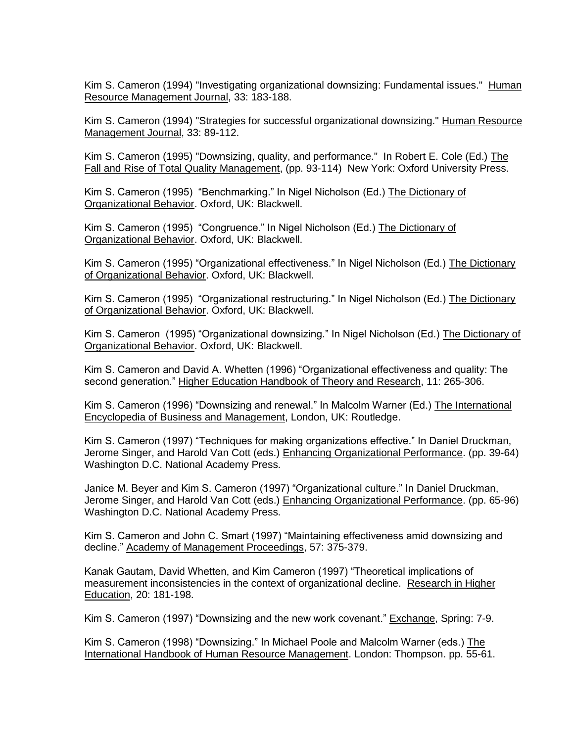Kim S. Cameron (1994) "Investigating organizational downsizing: Fundamental issues." Human Resource Management Journal, 33: 183-188.

Kim S. Cameron (1994) "Strategies for successful organizational downsizing." Human Resource Management Journal, 33: 89-112.

Kim S. Cameron (1995) "Downsizing, quality, and performance." In Robert E. Cole (Ed.) The Fall and Rise of Total Quality Management, (pp. 93-114) New York: Oxford University Press.

Kim S. Cameron (1995) "Benchmarking." In Nigel Nicholson (Ed.) The Dictionary of Organizational Behavior. Oxford, UK: Blackwell.

Kim S. Cameron (1995) "Congruence." In Nigel Nicholson (Ed.) The Dictionary of Organizational Behavior. Oxford, UK: Blackwell.

Kim S. Cameron (1995) "Organizational effectiveness." In Nigel Nicholson (Ed.) The Dictionary of Organizational Behavior. Oxford, UK: Blackwell.

Kim S. Cameron (1995) "Organizational restructuring." In Nigel Nicholson (Ed.) The Dictionary of Organizational Behavior. Oxford, UK: Blackwell.

Kim S. Cameron (1995) "Organizational downsizing." In Nigel Nicholson (Ed.) The Dictionary of Organizational Behavior. Oxford, UK: Blackwell.

Kim S. Cameron and David A. Whetten (1996) "Organizational effectiveness and quality: The second generation." Higher Education Handbook of Theory and Research, 11: 265-306.

Kim S. Cameron (1996) "Downsizing and renewal." In Malcolm Warner (Ed.) The International Encyclopedia of Business and Management, London, UK: Routledge.

Kim S. Cameron (1997) "Techniques for making organizations effective." In Daniel Druckman, Jerome Singer, and Harold Van Cott (eds.) Enhancing Organizational Performance. (pp. 39-64) Washington D.C. National Academy Press.

Janice M. Beyer and Kim S. Cameron (1997) "Organizational culture." In Daniel Druckman, Jerome Singer, and Harold Van Cott (eds.) Enhancing Organizational Performance. (pp. 65-96) Washington D.C. National Academy Press.

Kim S. Cameron and John C. Smart (1997) "Maintaining effectiveness amid downsizing and decline." Academy of Management Proceedings, 57: 375-379.

Kanak Gautam, David Whetten, and Kim Cameron (1997) "Theoretical implications of measurement inconsistencies in the context of organizational decline. Research in Higher Education, 20: 181-198.

Kim S. Cameron (1997) "Downsizing and the new work covenant." Exchange, Spring: 7-9.

Kim S. Cameron (1998) "Downsizing." In Michael Poole and Malcolm Warner (eds.) The International Handbook of Human Resource Management. London: Thompson. pp. 55-61.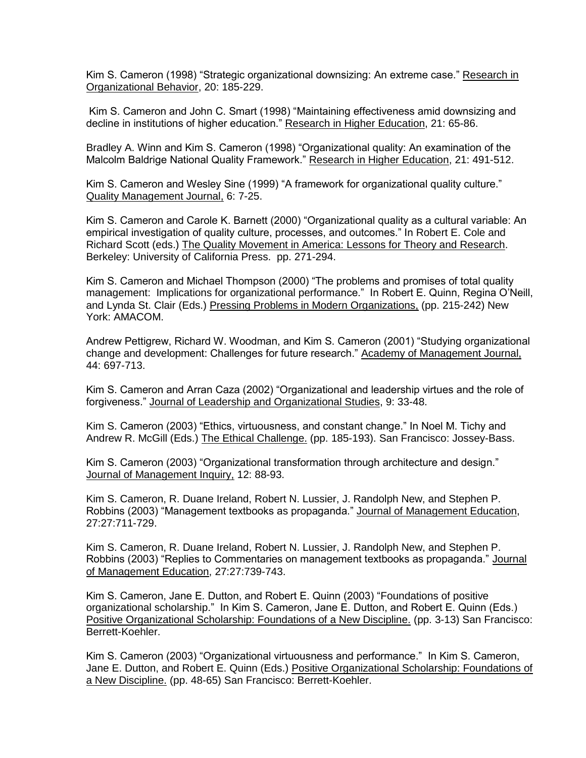Kim S. Cameron (1998) "Strategic organizational downsizing: An extreme case." Research in Organizational Behavior, 20: 185-229.

Kim S. Cameron and John C. Smart (1998) "Maintaining effectiveness amid downsizing and decline in institutions of higher education." Research in Higher Education, 21: 65-86.

Bradley A. Winn and Kim S. Cameron (1998) "Organizational quality: An examination of the Malcolm Baldrige National Quality Framework." Research in Higher Education, 21: 491-512.

Kim S. Cameron and Wesley Sine (1999) "A framework for organizational quality culture." Quality Management Journal, 6: 7-25.

Kim S. Cameron and Carole K. Barnett (2000) "Organizational quality as a cultural variable: An empirical investigation of quality culture, processes, and outcomes." In Robert E. Cole and Richard Scott (eds.) The Quality Movement in America: Lessons for Theory and Research. Berkeley: University of California Press. pp. 271-294.

Kim S. Cameron and Michael Thompson (2000) "The problems and promises of total quality management: Implications for organizational performance." In Robert E. Quinn, Regina O'Neill, and Lynda St. Clair (Eds.) Pressing Problems in Modern Organizations, (pp. 215-242) New York: AMACOM.

Andrew Pettigrew, Richard W. Woodman, and Kim S. Cameron (2001) "Studying organizational change and development: Challenges for future research." Academy of Management Journal, 44: 697-713.

Kim S. Cameron and Arran Caza (2002) "Organizational and leadership virtues and the role of forgiveness." Journal of Leadership and Organizational Studies, 9: 33-48.

Kim S. Cameron (2003) "Ethics, virtuousness, and constant change." In Noel M. Tichy and Andrew R. McGill (Eds.) The Ethical Challenge. (pp. 185-193). San Francisco: Jossey-Bass.

Kim S. Cameron (2003) "Organizational transformation through architecture and design." Journal of Management Inquiry, 12: 88-93.

Kim S. Cameron, R. Duane Ireland, Robert N. Lussier, J. Randolph New, and Stephen P. Robbins (2003) "Management textbooks as propaganda." Journal of Management Education, 27:27:711-729.

Kim S. Cameron, R. Duane Ireland, Robert N. Lussier, J. Randolph New, and Stephen P. Robbins (2003) "Replies to Commentaries on management textbooks as propaganda." Journal of Management Education, 27:27:739-743.

Kim S. Cameron, Jane E. Dutton, and Robert E. Quinn (2003) "Foundations of positive organizational scholarship." In Kim S. Cameron, Jane E. Dutton, and Robert E. Quinn (Eds.) Positive Organizational Scholarship: Foundations of a New Discipline. (pp. 3-13) San Francisco: Berrett-Koehler.

Kim S. Cameron (2003) "Organizational virtuousness and performance." In Kim S. Cameron, Jane E. Dutton, and Robert E. Quinn (Eds.) Positive Organizational Scholarship: Foundations of a New Discipline. (pp. 48-65) San Francisco: Berrett-Koehler.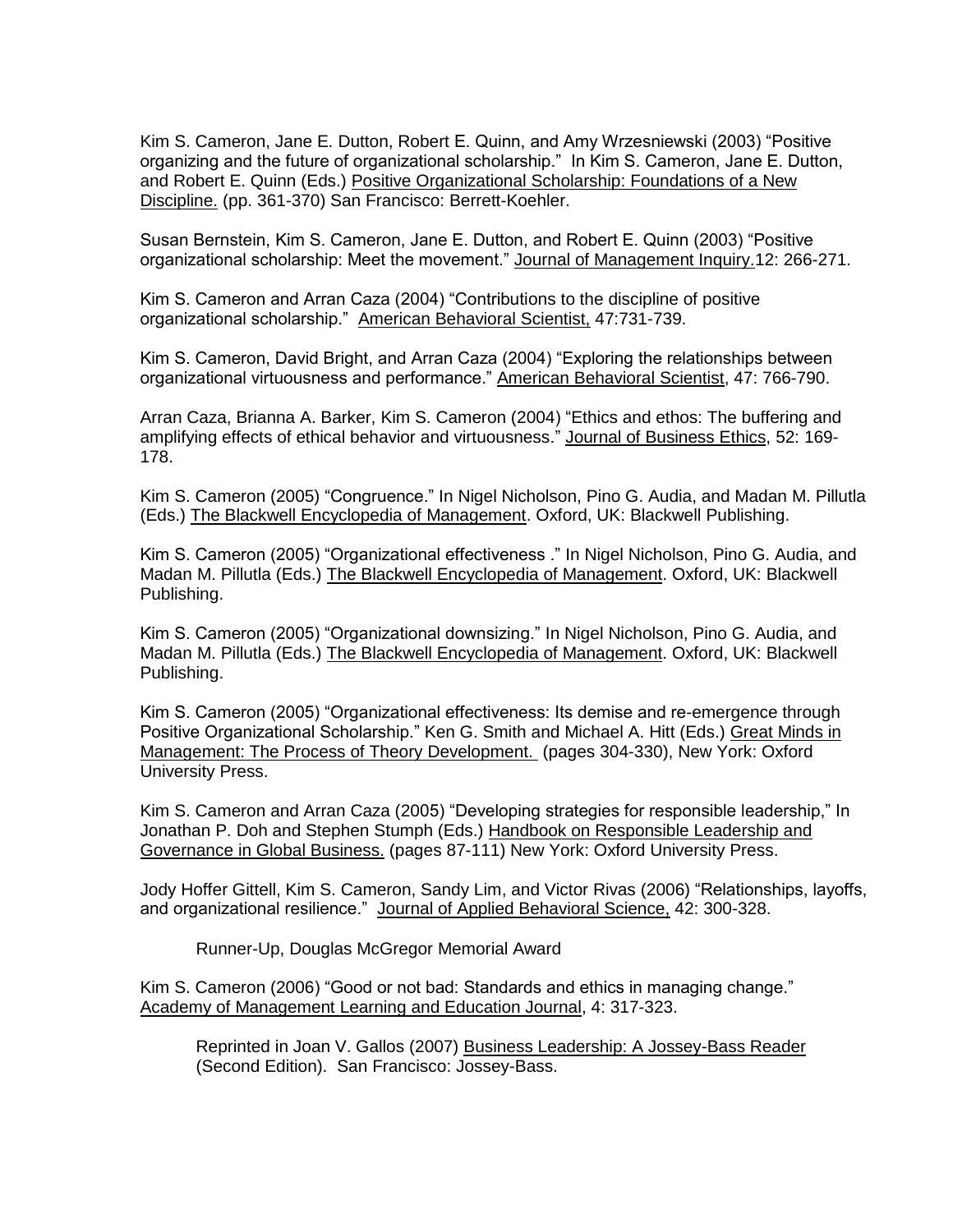Kim S. Cameron, Jane E. Dutton, Robert E. Quinn, and Amy Wrzesniewski (2003) "Positive organizing and the future of organizational scholarship." In Kim S. Cameron, Jane E. Dutton, and Robert E. Quinn (Eds.) Positive Organizational Scholarship: Foundations of a New Discipline. (pp. 361-370) San Francisco: Berrett-Koehler.

Susan Bernstein, Kim S. Cameron, Jane E. Dutton, and Robert E. Quinn (2003) "Positive organizational scholarship: Meet the movement." Journal of Management Inquiry.12: 266-271.

Kim S. Cameron and Arran Caza (2004) "Contributions to the discipline of positive organizational scholarship." American Behavioral Scientist, 47:731-739.

Kim S. Cameron, David Bright, and Arran Caza (2004) "Exploring the relationships between organizational virtuousness and performance." American Behavioral Scientist, 47: 766-790.

Arran Caza, Brianna A. Barker, Kim S. Cameron (2004) "Ethics and ethos: The buffering and amplifying effects of ethical behavior and virtuousness." Journal of Business Ethics, 52: 169-178.

Kim S. Cameron (2005) "Congruence." In Nigel Nicholson, Pino G. Audia, and Madan M. Pillutla (Eds.) The Blackwell Encyclopedia of Management. Oxford, UK: Blackwell Publishing.

Kim S. Cameron (2005) "Organizational effectiveness ." In Nigel Nicholson, Pino G. Audia, and Madan M. Pillutla (Eds.) The Blackwell Encyclopedia of Management. Oxford, UK: Blackwell Publishing.

Kim S. Cameron (2005) "Organizational downsizing." In Nigel Nicholson, Pino G. Audia, and Madan M. Pillutla (Eds.) The Blackwell Encyclopedia of Management. Oxford, UK: Blackwell Publishing.

Kim S. Cameron (2005) "Organizational effectiveness: Its demise and re-emergence through Positive Organizational Scholarship." Ken G. Smith and Michael A. Hitt (Eds.) Great Minds in Management: The Process of Theory Development. (pages 304-330), New York: Oxford University Press.

Kim S. Cameron and Arran Caza (2005) "Developing strategies for responsible leadership," In Jonathan P. Doh and Stephen Stumph (Eds.) Handbook on Responsible Leadership and Governance in Global Business. (pages 87-111) New York: Oxford University Press.

Jody Hoffer Gittell, Kim S. Cameron, Sandy Lim, and Victor Rivas (2006) "Relationships, layoffs, and organizational resilience." Journal of Applied Behavioral Science, 42: 300-328.

Runner-Up, Douglas McGregor Memorial Award

Kim S. Cameron (2006) "Good or not bad: Standards and ethics in managing change." Academy of Management Learning and Education Journal, 4: 317-323.

Reprinted in Joan V. Gallos (2007) Business Leadership: A Jossey-Bass Reader (Second Edition). San Francisco: Jossey-Bass.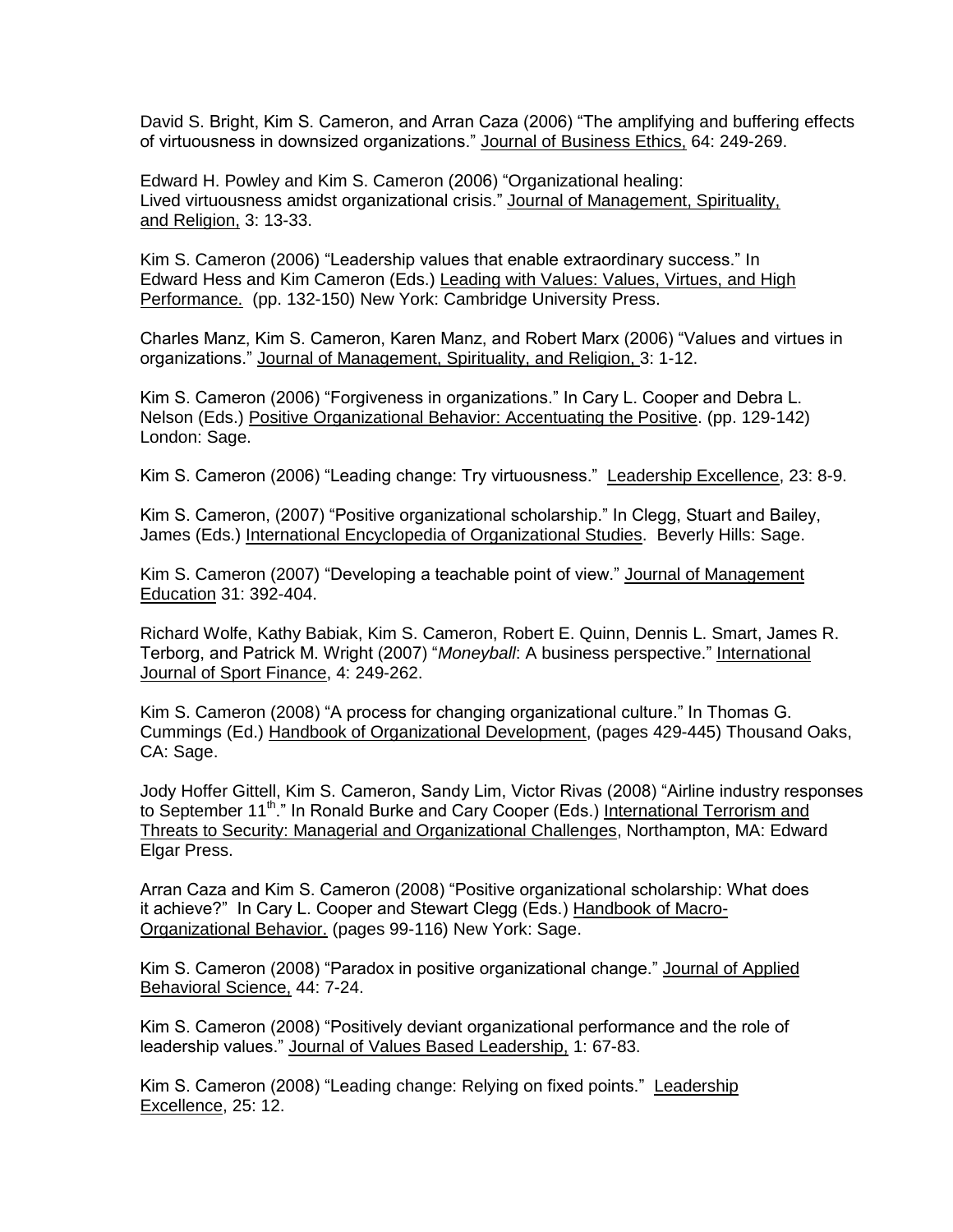David S. Bright, Kim S. Cameron, and Arran Caza (2006) "The amplifying and buffering effects of virtuousness in downsized organizations." Journal of Business Ethics, 64: 249-269.

Edward H. Powley and Kim S. Cameron (2006) "Organizational healing: Lived virtuousness amidst organizational crisis." Journal of Management, Spirituality, and Religion, 3: 13-33.

Kim S. Cameron (2006) "Leadership values that enable extraordinary success." In Edward Hess and Kim Cameron (Eds.) Leading with Values: Values, Virtues, and High Performance. (pp. 132-150) New York: Cambridge University Press.

Charles Manz, Kim S. Cameron, Karen Manz, and Robert Marx (2006) "Values and virtues in organizations." Journal of Management, Spirituality, and Religion, 3: 1-12.

Kim S. Cameron (2006) "Forgiveness in organizations." In Cary L. Cooper and Debra L. Nelson (Eds.) Positive Organizational Behavior: Accentuating the Positive. (pp. 129-142) London: Sage.

Kim S. Cameron (2006) "Leading change: Try virtuousness." Leadership Excellence, 23: 8-9.

Kim S. Cameron, (2007) "Positive organizational scholarship." In Clegg, Stuart and Bailey, James (Eds.) International Encyclopedia of Organizational Studies. Beverly Hills: Sage.

Kim S. Cameron (2007) "Developing a teachable point of view." Journal of Management Education 31: 392-404.

Richard Wolfe, Kathy Babiak, Kim S. Cameron, Robert E. Quinn, Dennis L. Smart, James R. Terborg, and Patrick M. Wright (2007) "*Moneyball*: A business perspective." International Journal of Sport Finance, 4: 249-262.

Kim S. Cameron (2008) "A process for changing organizational culture." In Thomas G. Cummings (Ed.) Handbook of Organizational Development, (pages 429-445) Thousand Oaks, CA: Sage.

Jody Hoffer Gittell, Kim S. Cameron, Sandy Lim, Victor Rivas (2008) "Airline industry responses to September 11th." In Ronald Burke and Cary Cooper (Eds.) International Terrorism and Threats to Security: Managerial and Organizational Challenges, Northampton, MA: Edward Elgar Press.

Arran Caza and Kim S. Cameron (2008) "Positive organizational scholarship: What does it achieve?" In Cary L. Cooper and Stewart Clegg (Eds.) Handbook of Macro-Organizational Behavior. (pages 99-116) New York: Sage.

Kim S. Cameron (2008) "Paradox in positive organizational change." Journal of Applied Behavioral Science, 44: 7-24.

Kim S. Cameron (2008) "Positively deviant organizational performance and the role of leadership values." Journal of Values Based Leadership, 1: 67-83.

Kim S. Cameron (2008) "Leading change: Relying on fixed points." Leadership Excellence, 25: 12.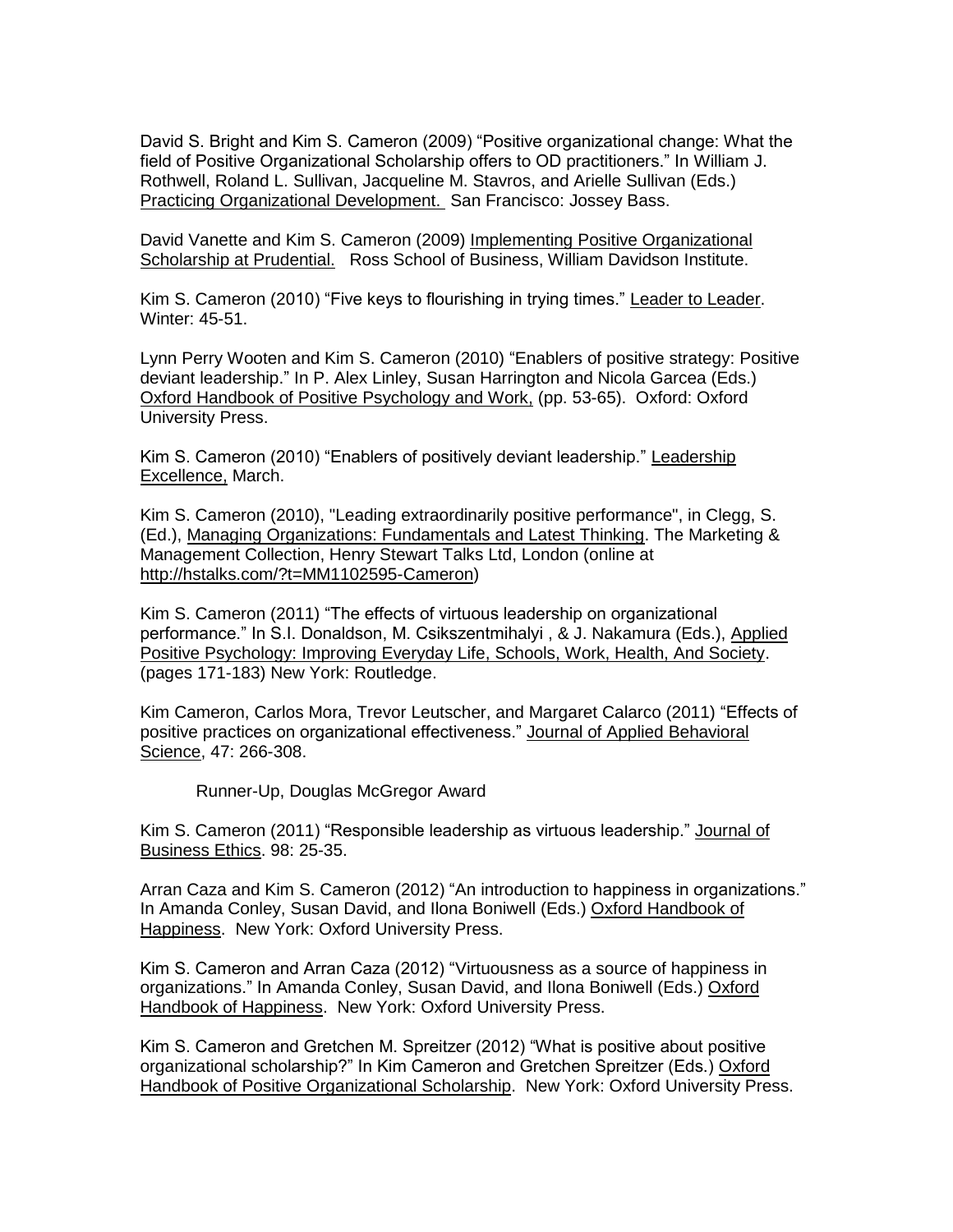David S. Bright and Kim S. Cameron (2009) “Positive organizational change: What the field of Positive Organizational Scholarship offers to OD practitioners.” In William J. Rothwell, Roland L. Sullivan, Jacqueline M. Stavros, and Arielle Sullivan (Eds.) Practicing Organizational Development. San Francisco: Jossey Bass.

David Vanette and Kim S. Cameron (2009) Implementing Positive Organizational Scholarship at Prudential. Ross School of Business, William Davidson Institute.

Kim S. Cameron (2010) “Five keys to flourishing in trying times.” Leader to Leader. Winter: 45-51.

Lynn Perry Wooten and Kim S. Cameron (2010) “Enablers of positive strategy: Positive deviant leadership.” In P. Alex Linley, Susan Harrington and Nicola Garcea (Eds.) Oxford Handbook of Positive Psychology and Work, (pp. 53-65). Oxford: Oxford University Press.

Kim S. Cameron (2010) “Enablers of positively deviant leadership.” Leadership Excellence, March.

Kim S. Cameron (2010), "Leading extraordinarily positive performance", in Clegg, S. (Ed.), Managing Organizations: Fundamentals and Latest Thinking. The Marketing & Management Collection, Henry Stewart Talks Ltd, London (online at http://hstalks.com/?t=MM1102595-Cameron)

Kim S. Cameron (2011) “The effects of virtuous leadership on organizational performance.” In S.I. Donaldson, M. Csikszentmihalyi , & J. Nakamura (Eds.), Applied Positive Psychology: Improving Everyday Life, Schools, Work, Health, And Society. (pages 171-183) New York: Routledge.

Kim Cameron, Carlos Mora, Trevor Leutscher, and Margaret Calarco (2011) “Effects of positive practices on organizational effectiveness.” Journal of Applied Behavioral Science, 47: 266-308.

Runner-Up, Douglas McGregor Award

Kim S. Cameron (2011) “Responsible leadership as virtuous leadership.” Journal of Business Ethics. 98: 25-35.

Arran Caza and Kim S. Cameron (2012) “An introduction to happiness in organizations.” In Amanda Conley, Susan David, and Ilona Boniwell (Eds.) Oxford Handbook of Happiness. New York: Oxford University Press.

Kim S. Cameron and Arran Caza (2012) “Virtuousness as a source of happiness in organizations.” In Amanda Conley, Susan David, and Ilona Boniwell (Eds.) Oxford Handbook of Happiness. New York: Oxford University Press.

Kim S. Cameron and Gretchen M. Spreitzer (2012) “What is positive about positive organizational scholarship?” In Kim Cameron and Gretchen Spreitzer (Eds.) Oxford Handbook of Positive Organizational Scholarship. New York: Oxford University Press.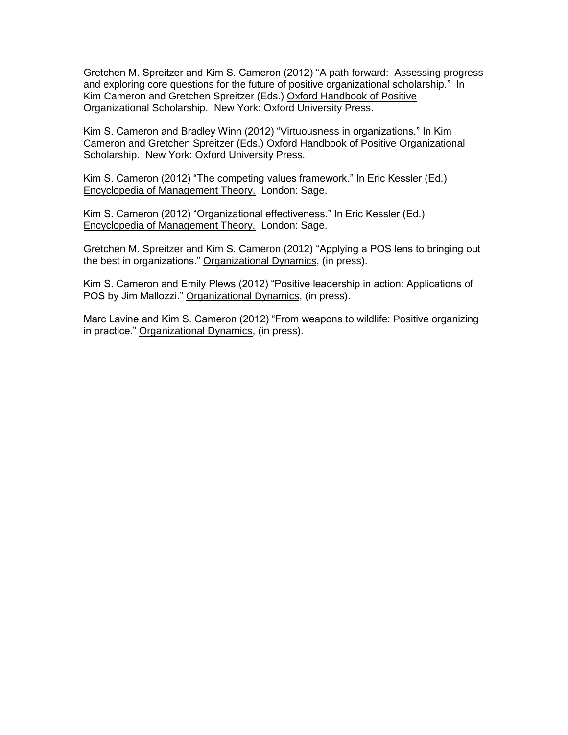Gretchen M. Spreitzer and Kim S. Cameron (2012) "A path forward: Assessing progress and exploring core questions for the future of positive organizational scholarship." In Kim Cameron and Gretchen Spreitzer (Eds.) Oxford Handbook of Positive Organizational Scholarship. New York: Oxford University Press.

Kim S. Cameron and Bradley Winn (2012) "Virtuousness in organizations." In Kim Cameron and Gretchen Spreitzer (Eds.) Oxford Handbook of Positive Organizational Scholarship. New York: Oxford University Press.

Kim S. Cameron (2012) "The competing values framework." In Eric Kessler (Ed.) Encyclopedia of Management Theory. London: Sage.

Kim S. Cameron (2012) "Organizational effectiveness." In Eric Kessler (Ed.) Encyclopedia of Management Theory. London: Sage.

Gretchen M. Spreitzer and Kim S. Cameron (2012) "Applying a POS lens to bringing out the best in organizations." Organizational Dynamics, (in press).

Kim S. Cameron and Emily Plews (2012) "Positive leadership in action: Applications of POS by Jim Mallozzi." Organizational Dynamics, (in press).

Marc Lavine and Kim S. Cameron (2012) "From weapons to wildlife: Positive organizing in practice." Organizational Dynamics, (in press).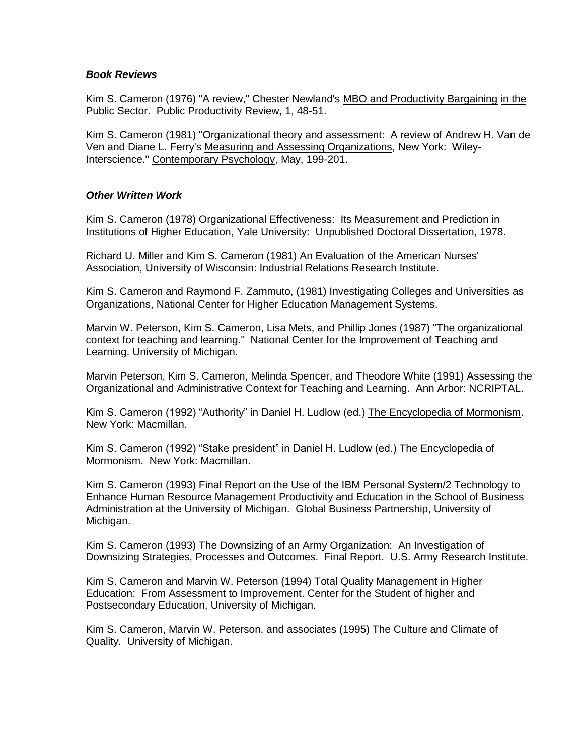### ***Book Reviews***

Kim S. Cameron (1976) "A review," Chester Newland's MBO and Productivity Bargaining in the Public Sector. Public Productivity Review, 1, 48-51.

Kim S. Cameron (1981) "Organizational theory and assessment: A review of Andrew H. Van de Ven and Diane L. Ferry's Measuring and Assessing Organizations, New York: Wiley-Interscience." Contemporary Psychology, May, 199-201.

### ***Other Written Work***

Kim S. Cameron (1978) Organizational Effectiveness: Its Measurement and Prediction in Institutions of Higher Education, Yale University: Unpublished Doctoral Dissertation, 1978.

Richard U. Miller and Kim S. Cameron (1981) An Evaluation of the American Nurses' Association, University of Wisconsin: Industrial Relations Research Institute.

Kim S. Cameron and Raymond F. Zammuto, (1981) Investigating Colleges and Universities as Organizations, National Center for Higher Education Management Systems.

Marvin W. Peterson, Kim S. Cameron, Lisa Mets, and Phillip Jones (1987) "The organizational context for teaching and learning." National Center for the Improvement of Teaching and Learning. University of Michigan.

Marvin Peterson, Kim S. Cameron, Melinda Spencer, and Theodore White (1991) Assessing the Organizational and Administrative Context for Teaching and Learning. Ann Arbor: NCRIPTAL.

Kim S. Cameron (1992) "Authority" in Daniel H. Ludlow (ed.) The Encyclopedia of Mormonism. New York: Macmillan.

Kim S. Cameron (1992) "Stake president" in Daniel H. Ludlow (ed.) The Encyclopedia of Mormonism. New York: Macmillan.

Kim S. Cameron (1993) Final Report on the Use of the IBM Personal System/2 Technology to Enhance Human Resource Management Productivity and Education in the School of Business Administration at the University of Michigan. Global Business Partnership, University of Michigan.

Kim S. Cameron (1993) The Downsizing of an Army Organization: An Investigation of Downsizing Strategies, Processes and Outcomes. Final Report. U.S. Army Research Institute.

Kim S. Cameron and Marvin W. Peterson (1994) Total Quality Management in Higher Education: From Assessment to Improvement. Center for the Student of higher and Postsecondary Education, University of Michigan.

Kim S. Cameron, Marvin W. Peterson, and associates (1995) The Culture and Climate of Quality. University of Michigan.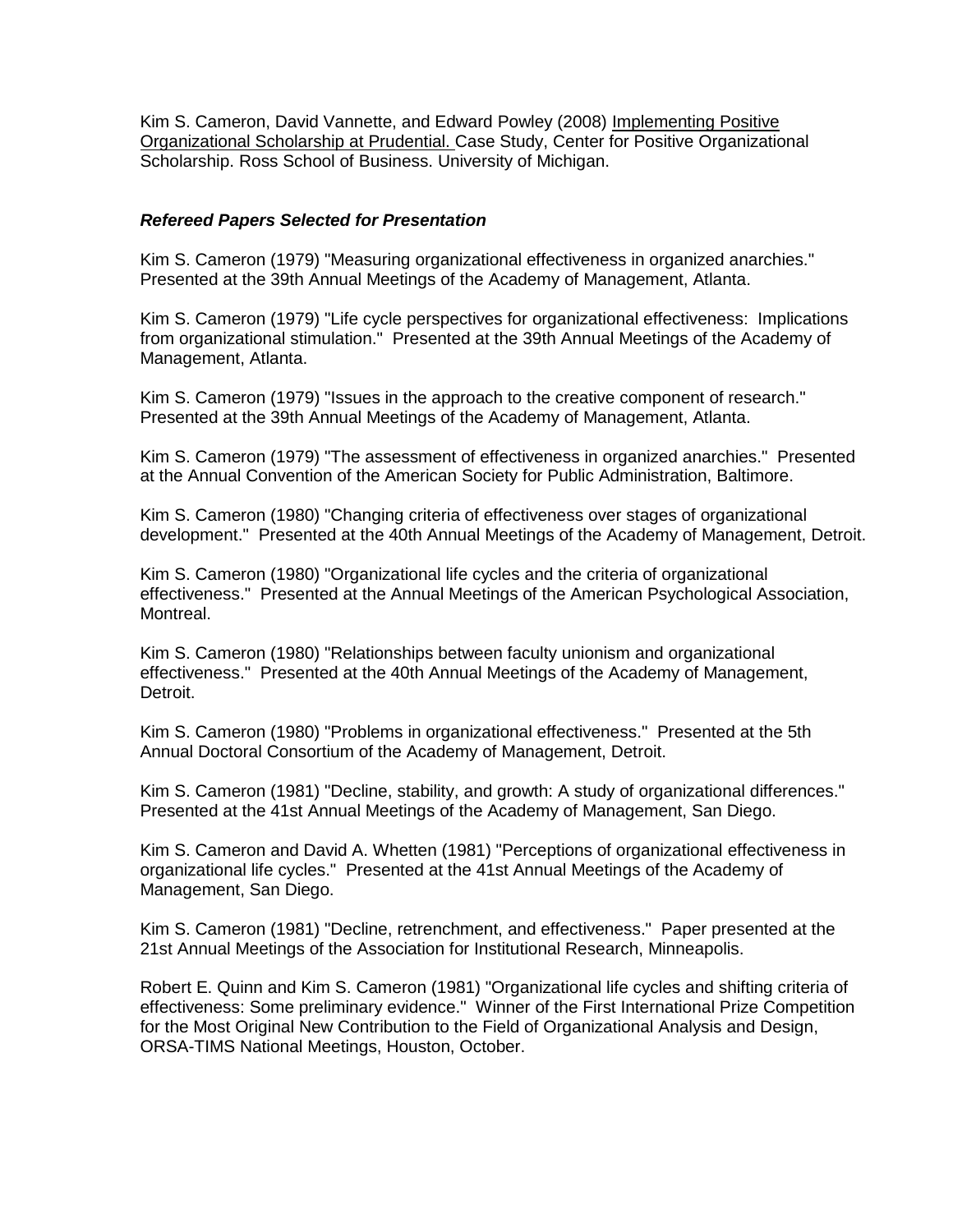Kim S. Cameron, David Vannette, and Edward Powley (2008) <u>Implementing Positive Organizational Scholarship at Prudential.</u> Case Study, Center for Positive Organizational Scholarship. Ross School of Business. University of Michigan.

### ***Refereed Papers Selected for Presentation***

Kim S. Cameron (1979) "Measuring organizational effectiveness in organized anarchies." Presented at the 39th Annual Meetings of the Academy of Management, Atlanta.

Kim S. Cameron (1979) "Life cycle perspectives for organizational effectiveness: Implications from organizational stimulation." Presented at the 39th Annual Meetings of the Academy of Management, Atlanta.

Kim S. Cameron (1979) "Issues in the approach to the creative component of research." Presented at the 39th Annual Meetings of the Academy of Management, Atlanta.

Kim S. Cameron (1979) "The assessment of effectiveness in organized anarchies." Presented at the Annual Convention of the American Society for Public Administration, Baltimore.

Kim S. Cameron (1980) "Changing criteria of effectiveness over stages of organizational development." Presented at the 40th Annual Meetings of the Academy of Management, Detroit.

Kim S. Cameron (1980) "Organizational life cycles and the criteria of organizational effectiveness." Presented at the Annual Meetings of the American Psychological Association, Montreal.

Kim S. Cameron (1980) "Relationships between faculty unionism and organizational effectiveness." Presented at the 40th Annual Meetings of the Academy of Management, Detroit.

Kim S. Cameron (1980) "Problems in organizational effectiveness." Presented at the 5th Annual Doctoral Consortium of the Academy of Management, Detroit.

Kim S. Cameron (1981) "Decline, stability, and growth: A study of organizational differences." Presented at the 41st Annual Meetings of the Academy of Management, San Diego.

Kim S. Cameron and David A. Whetten (1981) "Perceptions of organizational effectiveness in organizational life cycles." Presented at the 41st Annual Meetings of the Academy of Management, San Diego.

Kim S. Cameron (1981) "Decline, retrenchment, and effectiveness." Paper presented at the 21st Annual Meetings of the Association for Institutional Research, Minneapolis.

Robert E. Quinn and Kim S. Cameron (1981) "Organizational life cycles and shifting criteria of effectiveness: Some preliminary evidence." Winner of the First International Prize Competition for the Most Original New Contribution to the Field of Organizational Analysis and Design, ORSA-TIMS National Meetings, Houston, October.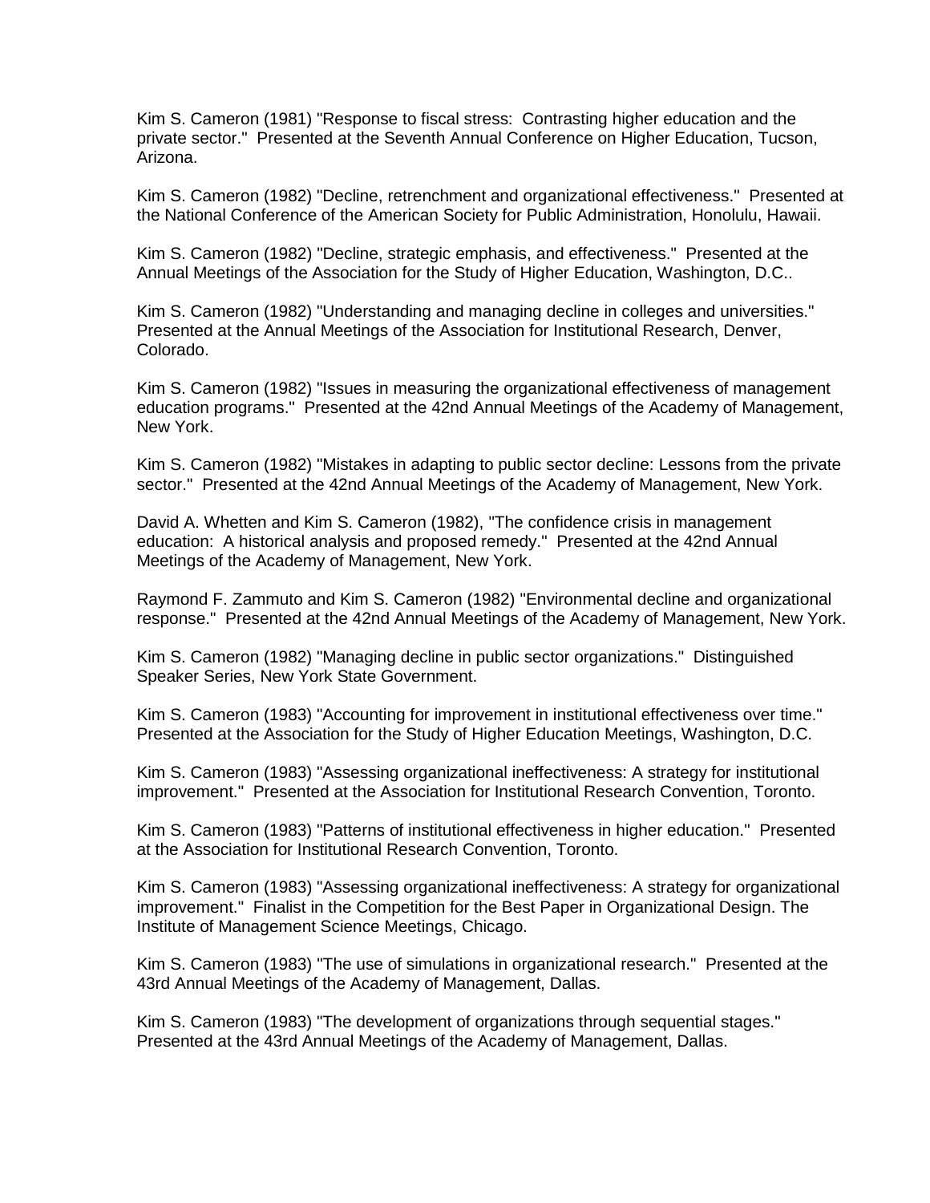Kim S. Cameron (1981) "Response to fiscal stress: Contrasting higher education and the private sector." Presented at the Seventh Annual Conference on Higher Education, Tucson, Arizona.

Kim S. Cameron (1982) "Decline, retrenchment and organizational effectiveness." Presented at the National Conference of the American Society for Public Administration, Honolulu, Hawaii.

Kim S. Cameron (1982) "Decline, strategic emphasis, and effectiveness." Presented at the Annual Meetings of the Association for the Study of Higher Education, Washington, D.C..

Kim S. Cameron (1982) "Understanding and managing decline in colleges and universities." Presented at the Annual Meetings of the Association for Institutional Research, Denver, Colorado.

Kim S. Cameron (1982) "Issues in measuring the organizational effectiveness of management education programs." Presented at the 42nd Annual Meetings of the Academy of Management, New York.

Kim S. Cameron (1982) "Mistakes in adapting to public sector decline: Lessons from the private sector." Presented at the 42nd Annual Meetings of the Academy of Management, New York.

David A. Whetten and Kim S. Cameron (1982), "The confidence crisis in management education: A historical analysis and proposed remedy." Presented at the 42nd Annual Meetings of the Academy of Management, New York.

Raymond F. Zammuto and Kim S. Cameron (1982) "Environmental decline and organizational response." Presented at the 42nd Annual Meetings of the Academy of Management, New York.

Kim S. Cameron (1982) "Managing decline in public sector organizations." Distinguished Speaker Series, New York State Government.

Kim S. Cameron (1983) "Accounting for improvement in institutional effectiveness over time." Presented at the Association for the Study of Higher Education Meetings, Washington, D.C.

Kim S. Cameron (1983) "Assessing organizational ineffectiveness: A strategy for institutional improvement." Presented at the Association for Institutional Research Convention, Toronto.

Kim S. Cameron (1983) "Patterns of institutional effectiveness in higher education." Presented at the Association for Institutional Research Convention, Toronto.

Kim S. Cameron (1983) "Assessing organizational ineffectiveness: A strategy for organizational improvement." Finalist in the Competition for the Best Paper in Organizational Design. The Institute of Management Science Meetings, Chicago.

Kim S. Cameron (1983) "The use of simulations in organizational research." Presented at the 43rd Annual Meetings of the Academy of Management, Dallas.

Kim S. Cameron (1983) "The development of organizations through sequential stages." Presented at the 43rd Annual Meetings of the Academy of Management, Dallas.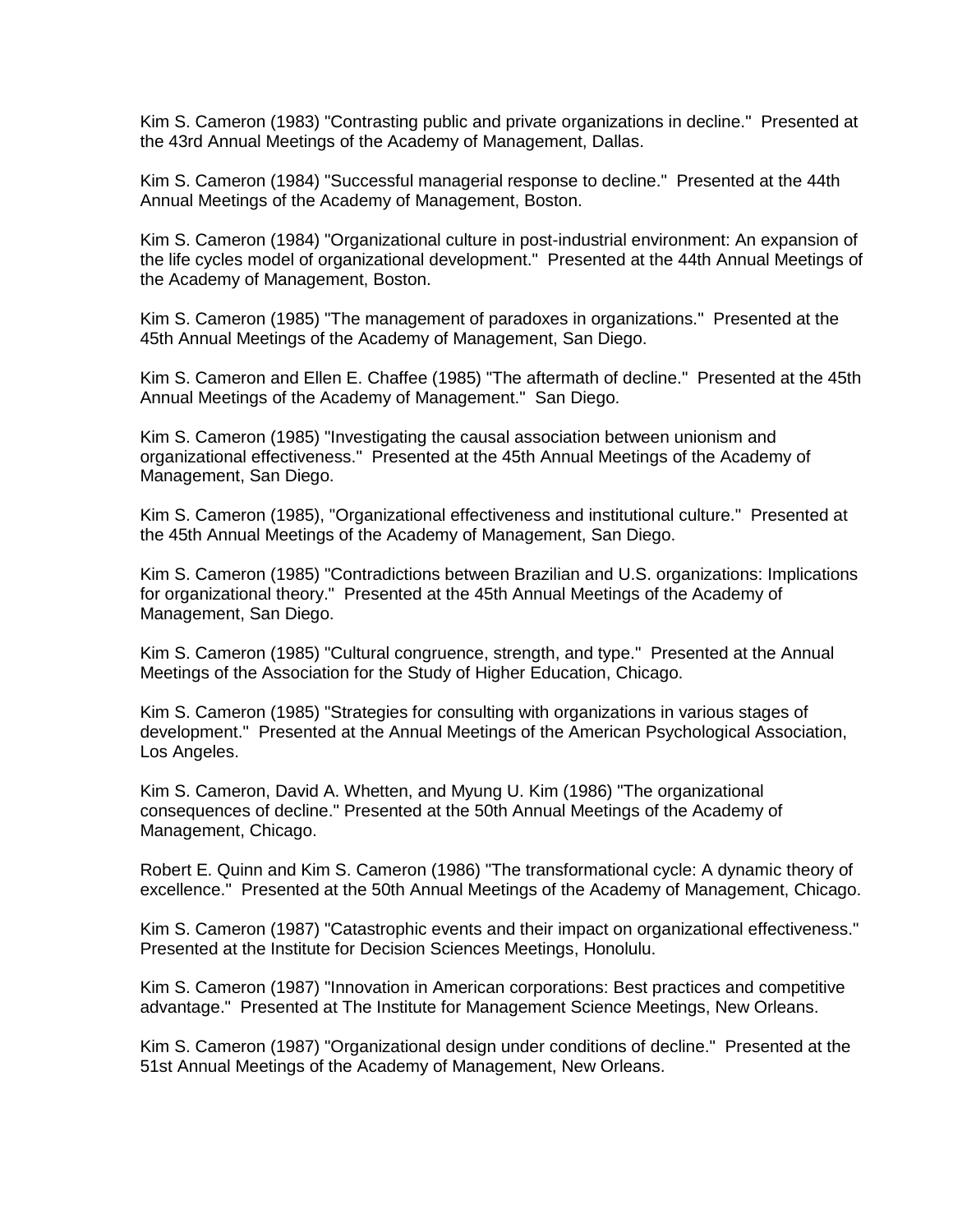Kim S. Cameron (1983) "Contrasting public and private organizations in decline." Presented at the 43rd Annual Meetings of the Academy of Management, Dallas.

Kim S. Cameron (1984) "Successful managerial response to decline." Presented at the 44th Annual Meetings of the Academy of Management, Boston.

Kim S. Cameron (1984) "Organizational culture in post-industrial environment: An expansion of the life cycles model of organizational development." Presented at the 44th Annual Meetings of the Academy of Management, Boston.

Kim S. Cameron (1985) "The management of paradoxes in organizations." Presented at the 45th Annual Meetings of the Academy of Management, San Diego.

Kim S. Cameron and Ellen E. Chaffee (1985) "The aftermath of decline." Presented at the 45th Annual Meetings of the Academy of Management." San Diego.

Kim S. Cameron (1985) "Investigating the causal association between unionism and organizational effectiveness." Presented at the 45th Annual Meetings of the Academy of Management, San Diego.

Kim S. Cameron (1985), "Organizational effectiveness and institutional culture." Presented at the 45th Annual Meetings of the Academy of Management, San Diego.

Kim S. Cameron (1985) "Contradictions between Brazilian and U.S. organizations: Implications for organizational theory." Presented at the 45th Annual Meetings of the Academy of Management, San Diego.

Kim S. Cameron (1985) "Cultural congruence, strength, and type." Presented at the Annual Meetings of the Association for the Study of Higher Education, Chicago.

Kim S. Cameron (1985) "Strategies for consulting with organizations in various stages of development." Presented at the Annual Meetings of the American Psychological Association, Los Angeles.

Kim S. Cameron, David A. Whetten, and Myung U. Kim (1986) "The organizational consequences of decline." Presented at the 50th Annual Meetings of the Academy of Management, Chicago.

Robert E. Quinn and Kim S. Cameron (1986) "The transformational cycle: A dynamic theory of excellence." Presented at the 50th Annual Meetings of the Academy of Management, Chicago.

Kim S. Cameron (1987) "Catastrophic events and their impact on organizational effectiveness." Presented at the Institute for Decision Sciences Meetings, Honolulu.

Kim S. Cameron (1987) "Innovation in American corporations: Best practices and competitive advantage." Presented at The Institute for Management Science Meetings, New Orleans.

Kim S. Cameron (1987) "Organizational design under conditions of decline." Presented at the 51st Annual Meetings of the Academy of Management, New Orleans.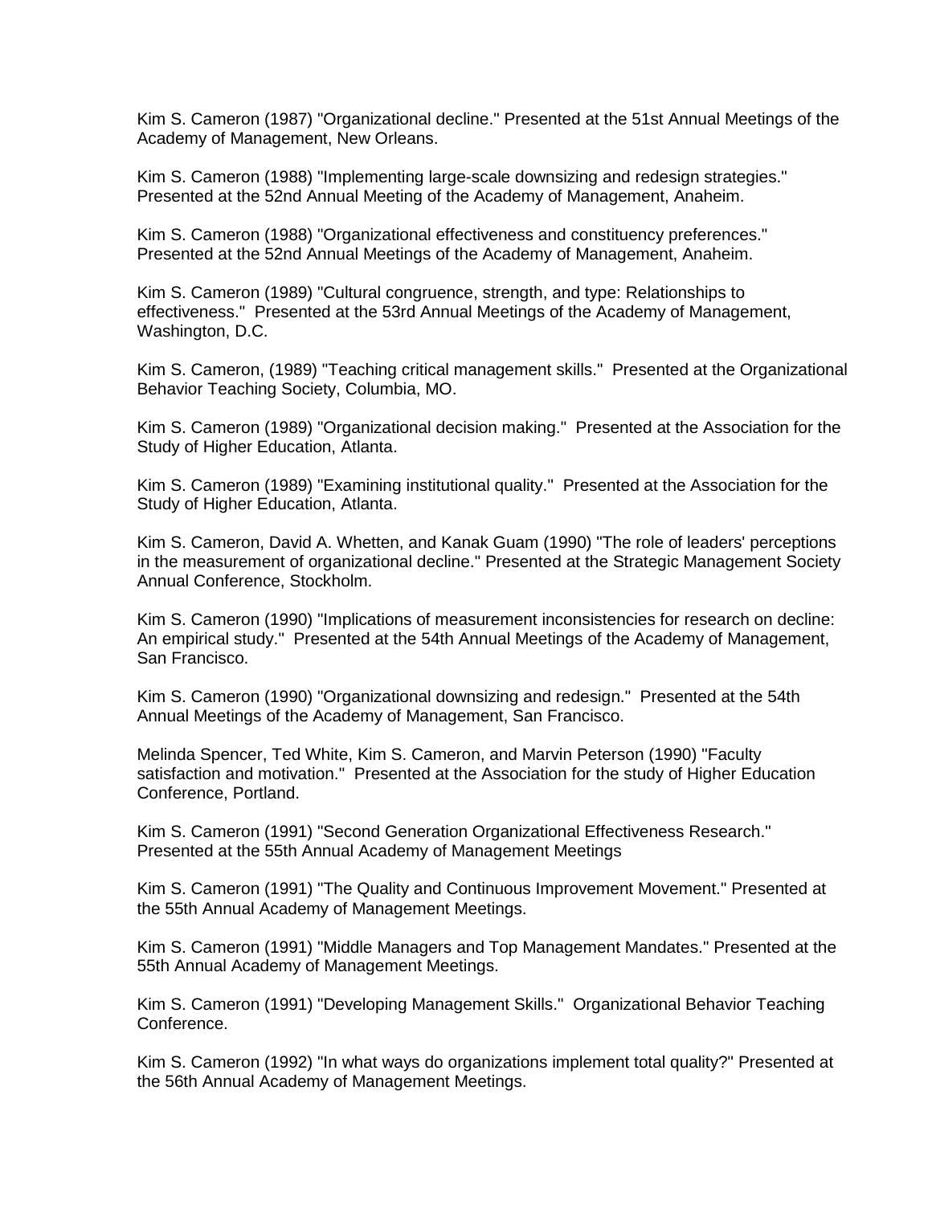Kim S. Cameron (1987) "Organizational decline." Presented at the 51st Annual Meetings of the Academy of Management, New Orleans.

Kim S. Cameron (1988) "Implementing large-scale downsizing and redesign strategies." Presented at the 52nd Annual Meeting of the Academy of Management, Anaheim.

Kim S. Cameron (1988) "Organizational effectiveness and constituency preferences." Presented at the 52nd Annual Meetings of the Academy of Management, Anaheim.

Kim S. Cameron (1989) "Cultural congruence, strength, and type: Relationships to effectiveness." Presented at the 53rd Annual Meetings of the Academy of Management, Washington, D.C.

Kim S. Cameron, (1989) "Teaching critical management skills." Presented at the Organizational Behavior Teaching Society, Columbia, MO.

Kim S. Cameron (1989) "Organizational decision making." Presented at the Association for the Study of Higher Education, Atlanta.

Kim S. Cameron (1989) "Examining institutional quality." Presented at the Association for the Study of Higher Education, Atlanta.

Kim S. Cameron, David A. Whetten, and Kanak Guam (1990) "The role of leaders' perceptions in the measurement of organizational decline." Presented at the Strategic Management Society Annual Conference, Stockholm.

Kim S. Cameron (1990) "Implications of measurement inconsistencies for research on decline: An empirical study." Presented at the 54th Annual Meetings of the Academy of Management, San Francisco.

Kim S. Cameron (1990) "Organizational downsizing and redesign." Presented at the 54th Annual Meetings of the Academy of Management, San Francisco.

Melinda Spencer, Ted White, Kim S. Cameron, and Marvin Peterson (1990) "Faculty satisfaction and motivation." Presented at the Association for the study of Higher Education Conference, Portland.

Kim S. Cameron (1991) "Second Generation Organizational Effectiveness Research." Presented at the 55th Annual Academy of Management Meetings

Kim S. Cameron (1991) "The Quality and Continuous Improvement Movement." Presented at the 55th Annual Academy of Management Meetings.

Kim S. Cameron (1991) "Middle Managers and Top Management Mandates." Presented at the 55th Annual Academy of Management Meetings.

Kim S. Cameron (1991) "Developing Management Skills." Organizational Behavior Teaching Conference.

Kim S. Cameron (1992) "In what ways do organizations implement total quality?" Presented at the 56th Annual Academy of Management Meetings.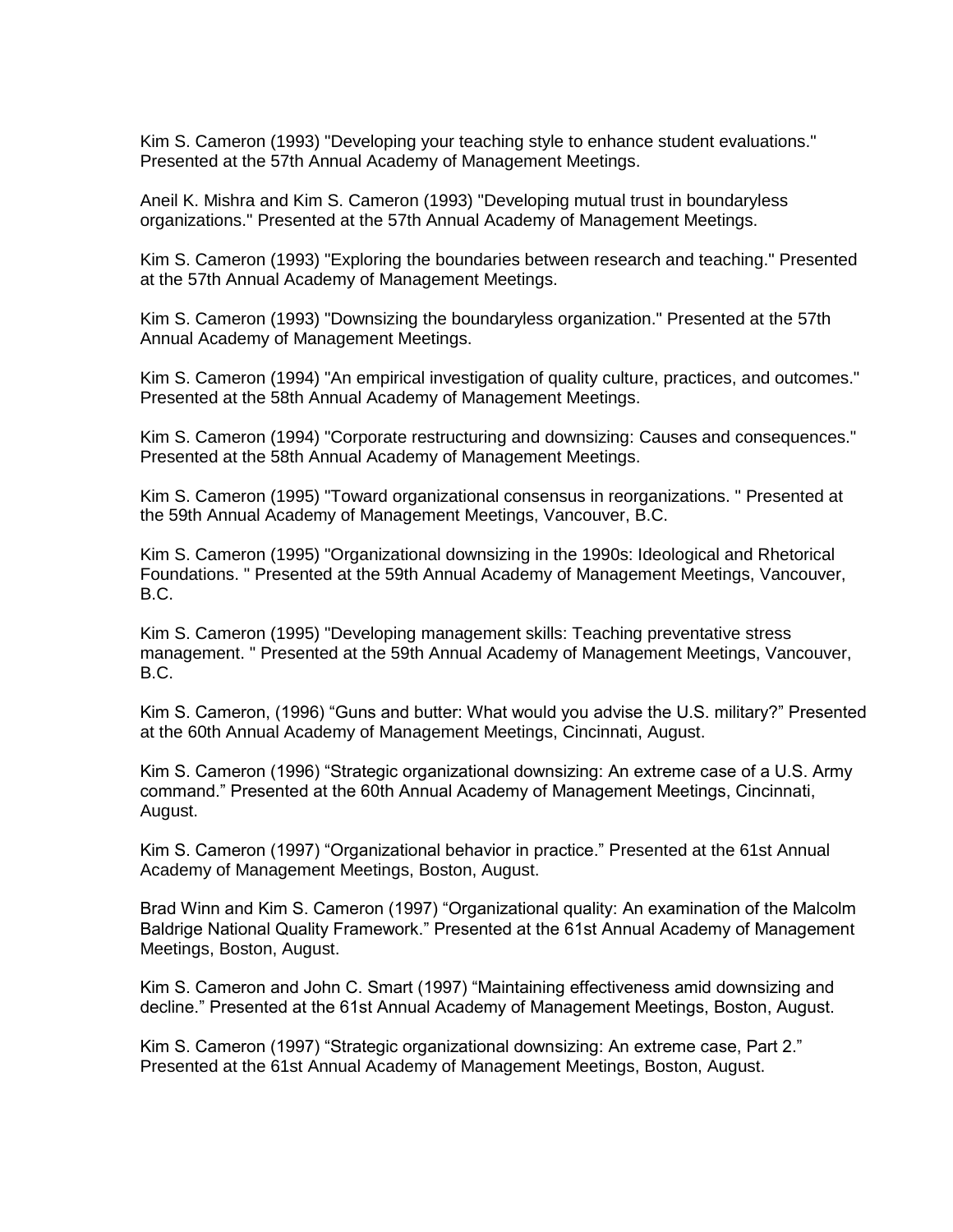Kim S. Cameron (1993) "Developing your teaching style to enhance student evaluations." Presented at the 57th Annual Academy of Management Meetings.

Aneil K. Mishra and Kim S. Cameron (1993) "Developing mutual trust in boundaryless organizations." Presented at the 57th Annual Academy of Management Meetings.

Kim S. Cameron (1993) "Exploring the boundaries between research and teaching." Presented at the 57th Annual Academy of Management Meetings.

Kim S. Cameron (1993) "Downsizing the boundaryless organization." Presented at the 57th Annual Academy of Management Meetings.

Kim S. Cameron (1994) "An empirical investigation of quality culture, practices, and outcomes." Presented at the 58th Annual Academy of Management Meetings.

Kim S. Cameron (1994) "Corporate restructuring and downsizing: Causes and consequences." Presented at the 58th Annual Academy of Management Meetings.

Kim S. Cameron (1995) "Toward organizational consensus in reorganizations. " Presented at the 59th Annual Academy of Management Meetings, Vancouver, B.C.

Kim S. Cameron (1995) "Organizational downsizing in the 1990s: Ideological and Rhetorical Foundations. " Presented at the 59th Annual Academy of Management Meetings, Vancouver, B.C.

Kim S. Cameron (1995) "Developing management skills: Teaching preventative stress management. " Presented at the 59th Annual Academy of Management Meetings, Vancouver, B.C.

Kim S. Cameron, (1996) "Guns and butter: What would you advise the U.S. military?" Presented at the 60th Annual Academy of Management Meetings, Cincinnati, August.

Kim S. Cameron (1996) "Strategic organizational downsizing: An extreme case of a U.S. Army command." Presented at the 60th Annual Academy of Management Meetings, Cincinnati, August.

Kim S. Cameron (1997) "Organizational behavior in practice." Presented at the 61st Annual Academy of Management Meetings, Boston, August.

Brad Winn and Kim S. Cameron (1997) "Organizational quality: An examination of the Malcolm Baldrige National Quality Framework." Presented at the 61st Annual Academy of Management Meetings, Boston, August.

Kim S. Cameron and John C. Smart (1997) "Maintaining effectiveness amid downsizing and decline." Presented at the 61st Annual Academy of Management Meetings, Boston, August.

Kim S. Cameron (1997) "Strategic organizational downsizing: An extreme case, Part 2." Presented at the 61st Annual Academy of Management Meetings, Boston, August.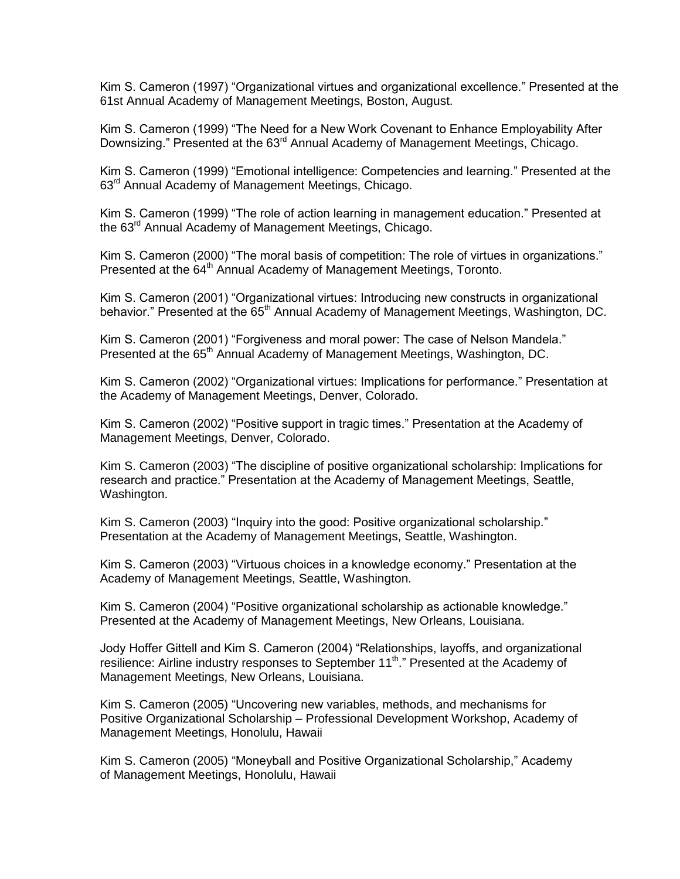Kim S. Cameron (1997) “Organizational virtues and organizational excellence.” Presented at the 61st Annual Academy of Management Meetings, Boston, August.

Kim S. Cameron (1999) “The Need for a New Work Covenant to Enhance Employability After Downsizing.” Presented at the 63rd Annual Academy of Management Meetings, Chicago.

Kim S. Cameron (1999) “Emotional intelligence: Competencies and learning.” Presented at the 63rd Annual Academy of Management Meetings, Chicago.

Kim S. Cameron (1999) “The role of action learning in management education.” Presented at the 63rd Annual Academy of Management Meetings, Chicago.

Kim S. Cameron (2000) “The moral basis of competition: The role of virtues in organizations.” Presented at the 64th Annual Academy of Management Meetings, Toronto.

Kim S. Cameron (2001) “Organizational virtues: Introducing new constructs in organizational behavior.” Presented at the 65th Annual Academy of Management Meetings, Washington, DC.

Kim S. Cameron (2001) “Forgiveness and moral power: The case of Nelson Mandela.” Presented at the 65th Annual Academy of Management Meetings, Washington, DC.

Kim S. Cameron (2002) “Organizational virtues: Implications for performance.” Presentation at the Academy of Management Meetings, Denver, Colorado.

Kim S. Cameron (2002) “Positive support in tragic times.” Presentation at the Academy of Management Meetings, Denver, Colorado.

Kim S. Cameron (2003) “The discipline of positive organizational scholarship: Implications for research and practice.” Presentation at the Academy of Management Meetings, Seattle, Washington.

Kim S. Cameron (2003) “Inquiry into the good: Positive organizational scholarship.” Presentation at the Academy of Management Meetings, Seattle, Washington.

Kim S. Cameron (2003) “Virtuous choices in a knowledge economy.” Presentation at the Academy of Management Meetings, Seattle, Washington.

Kim S. Cameron (2004) “Positive organizational scholarship as actionable knowledge.” Presented at the Academy of Management Meetings, New Orleans, Louisiana.

Jody Hoffer Gittell and Kim S. Cameron (2004) “Relationships, layoffs, and organizational resilience: Airline industry responses to September 11th.” Presented at the Academy of Management Meetings, New Orleans, Louisiana.

Kim S. Cameron (2005) “Uncovering new variables, methods, and mechanisms for Positive Organizational Scholarship – Professional Development Workshop, Academy of Management Meetings, Honolulu, Hawaii

Kim S. Cameron (2005) “Moneyball and Positive Organizational Scholarship,” Academy of Management Meetings, Honolulu, Hawaii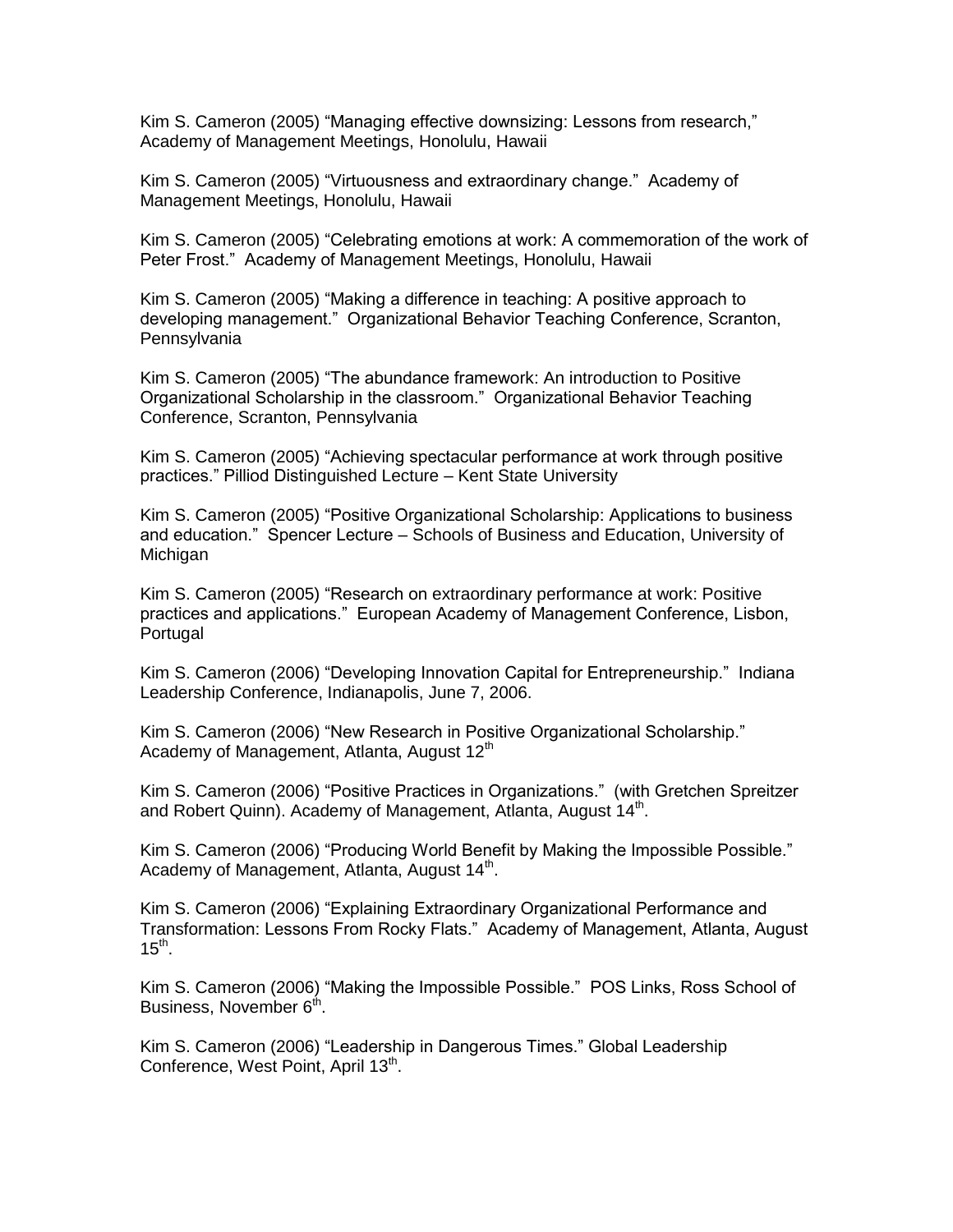Kim S. Cameron (2005) “Managing effective downsizing: Lessons from research,” Academy of Management Meetings, Honolulu, Hawaii

Kim S. Cameron (2005) “Virtuousness and extraordinary change.” Academy of Management Meetings, Honolulu, Hawaii

Kim S. Cameron (2005) “Celebrating emotions at work: A commemoration of the work of Peter Frost.” Academy of Management Meetings, Honolulu, Hawaii

Kim S. Cameron (2005) “Making a difference in teaching: A positive approach to developing management.” Organizational Behavior Teaching Conference, Scranton, Pennsylvania

Kim S. Cameron (2005) “The abundance framework: An introduction to Positive Organizational Scholarship in the classroom.” Organizational Behavior Teaching Conference, Scranton, Pennsylvania

Kim S. Cameron (2005) “Achieving spectacular performance at work through positive practices.” Pilliod Distinguished Lecture – Kent State University

Kim S. Cameron (2005) “Positive Organizational Scholarship: Applications to business and education.” Spencer Lecture – Schools of Business and Education, University of Michigan

Kim S. Cameron (2005) “Research on extraordinary performance at work: Positive practices and applications.” European Academy of Management Conference, Lisbon, Portugal

Kim S. Cameron (2006) “Developing Innovation Capital for Entrepreneurship.” Indiana Leadership Conference, Indianapolis, June 7, 2006.

Kim S. Cameron (2006) “New Research in Positive Organizational Scholarship.” Academy of Management, Atlanta, August 12th

Kim S. Cameron (2006) “Positive Practices in Organizations.” (with Gretchen Spreitzer and Robert Quinn). Academy of Management, Atlanta, August 14th.

Kim S. Cameron (2006) “Producing World Benefit by Making the Impossible Possible.” Academy of Management, Atlanta, August 14th.

Kim S. Cameron (2006) “Explaining Extraordinary Organizational Performance and Transformation: Lessons From Rocky Flats.” Academy of Management, Atlanta, August 15th.

Kim S. Cameron (2006) “Making the Impossible Possible.” POS Links, Ross School of Business, November 6th.

Kim S. Cameron (2006) “Leadership in Dangerous Times.” Global Leadership Conference, West Point, April 13th.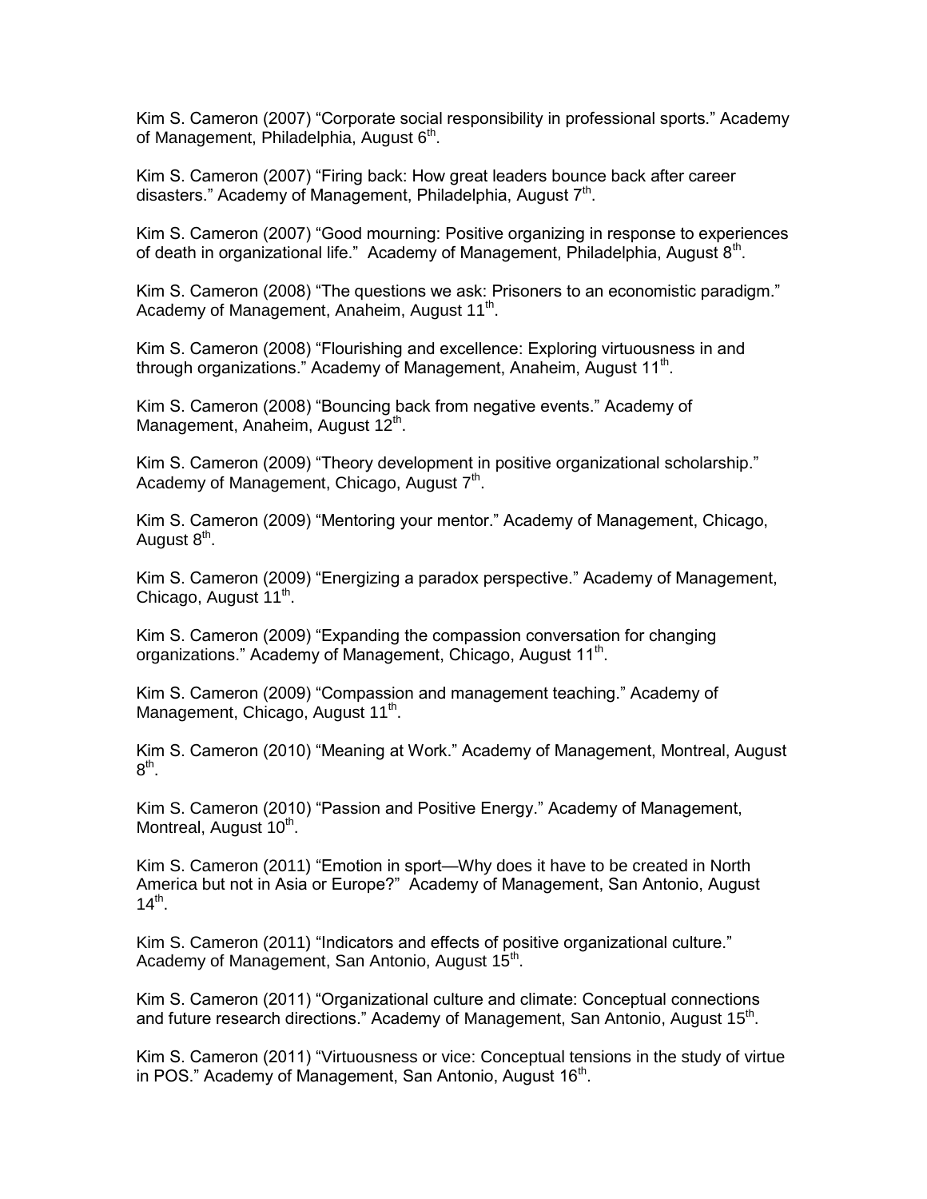Kim S. Cameron (2007) “Corporate social responsibility in professional sports.” Academy of Management, Philadelphia, August 6th.

Kim S. Cameron (2007) “Firing back: How great leaders bounce back after career disasters.” Academy of Management, Philadelphia, August 7th.

Kim S. Cameron (2007) “Good mourning: Positive organizing in response to experiences of death in organizational life.” Academy of Management, Philadelphia, August 8th.

Kim S. Cameron (2008) “The questions we ask: Prisoners to an economistic paradigm.” Academy of Management, Anaheim, August 11th.

Kim S. Cameron (2008) “Flourishing and excellence: Exploring virtuousness in and through organizations.” Academy of Management, Anaheim, August 11th.

Kim S. Cameron (2008) “Bouncing back from negative events.” Academy of Management, Anaheim, August 12th.

Kim S. Cameron (2009) “Theory development in positive organizational scholarship.” Academy of Management, Chicago, August 7th.

Kim S. Cameron (2009) “Mentoring your mentor.” Academy of Management, Chicago, August 8th.

Kim S. Cameron (2009) “Energizing a paradox perspective.” Academy of Management, Chicago, August 11th.

Kim S. Cameron (2009) “Expanding the compassion conversation for changing organizations.” Academy of Management, Chicago, August 11th.

Kim S. Cameron (2009) “Compassion and management teaching.” Academy of Management, Chicago, August 11th.

Kim S. Cameron (2010) “Meaning at Work.” Academy of Management, Montreal, August 8th.

Kim S. Cameron (2010) “Passion and Positive Energy.” Academy of Management, Montreal, August 10th.

Kim S. Cameron (2011) “Emotion in sport—Why does it have to be created in North America but not in Asia or Europe?” Academy of Management, San Antonio, August 14th.

Kim S. Cameron (2011) “Indicators and effects of positive organizational culture.” Academy of Management, San Antonio, August 15th.

Kim S. Cameron (2011) “Organizational culture and climate: Conceptual connections and future research directions.” Academy of Management, San Antonio, August 15th.

Kim S. Cameron (2011) “Virtuousness or vice: Conceptual tensions in the study of virtue in POS.” Academy of Management, San Antonio, August 16th.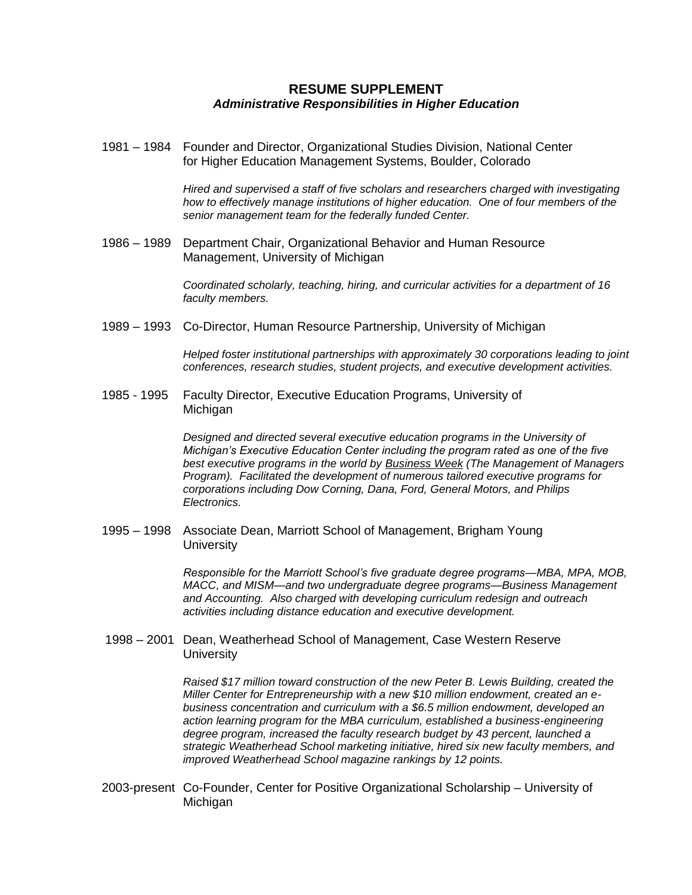## RESUME SUPPLEMENT
### *Administrative Responsibilities in Higher Education*

1981 – 1984 Founder and Director, Organizational Studies Division, National Center for Higher Education Management Systems, Boulder, Colorado

*Hired and supervised a staff of five scholars and researchers charged with investigating how to effectively manage institutions of higher education. One of four members of the senior management team for the federally funded Center.*

1986 – 1989 Department Chair, Organizational Behavior and Human Resource Management, University of Michigan

*Coordinated scholarly, teaching, hiring, and curricular activities for a department of 16 faculty members.*

1989 – 1993 Co-Director, Human Resource Partnership, University of Michigan

*Helped foster institutional partnerships with approximately 30 corporations leading to joint conferences, research studies, student projects, and executive development activities.*

1985 - 1995 Faculty Director, Executive Education Programs, University of Michigan

*Designed and directed several executive education programs in the University of Michigan's Executive Education Center including the program rated as one of the five best executive programs in the world by Business Week (The Management of Managers Program). Facilitated the development of numerous tailored executive programs for corporations including Dow Corning, Dana, Ford, General Motors, and Philips Electronics.*

1995 – 1998 Associate Dean, Marriott School of Management, Brigham Young University

*Responsible for the Marriott School's five graduate degree programs—MBA, MPA, MOB, MACC, and MISM—and two undergraduate degree programs—Business Management and Accounting. Also charged with developing curriculum redesign and outreach activities including distance education and executive development.*

1998 – 2001 Dean, Weatherhead School of Management, Case Western Reserve University

*Raised $17 million toward construction of the new Peter B. Lewis Building, created the Miller Center for Entrepreneurship with a new $10 million endowment, created an e-business concentration and curriculum with a $6.5 million endowment, developed an action learning program for the MBA curriculum, established a business-engineering degree program, increased the faculty research budget by 43 percent, launched a strategic Weatherhead School marketing initiative, hired six new faculty members, and improved Weatherhead School magazine rankings by 12 points.*

2003-present Co-Founder, Center for Positive Organizational Scholarship – University of Michigan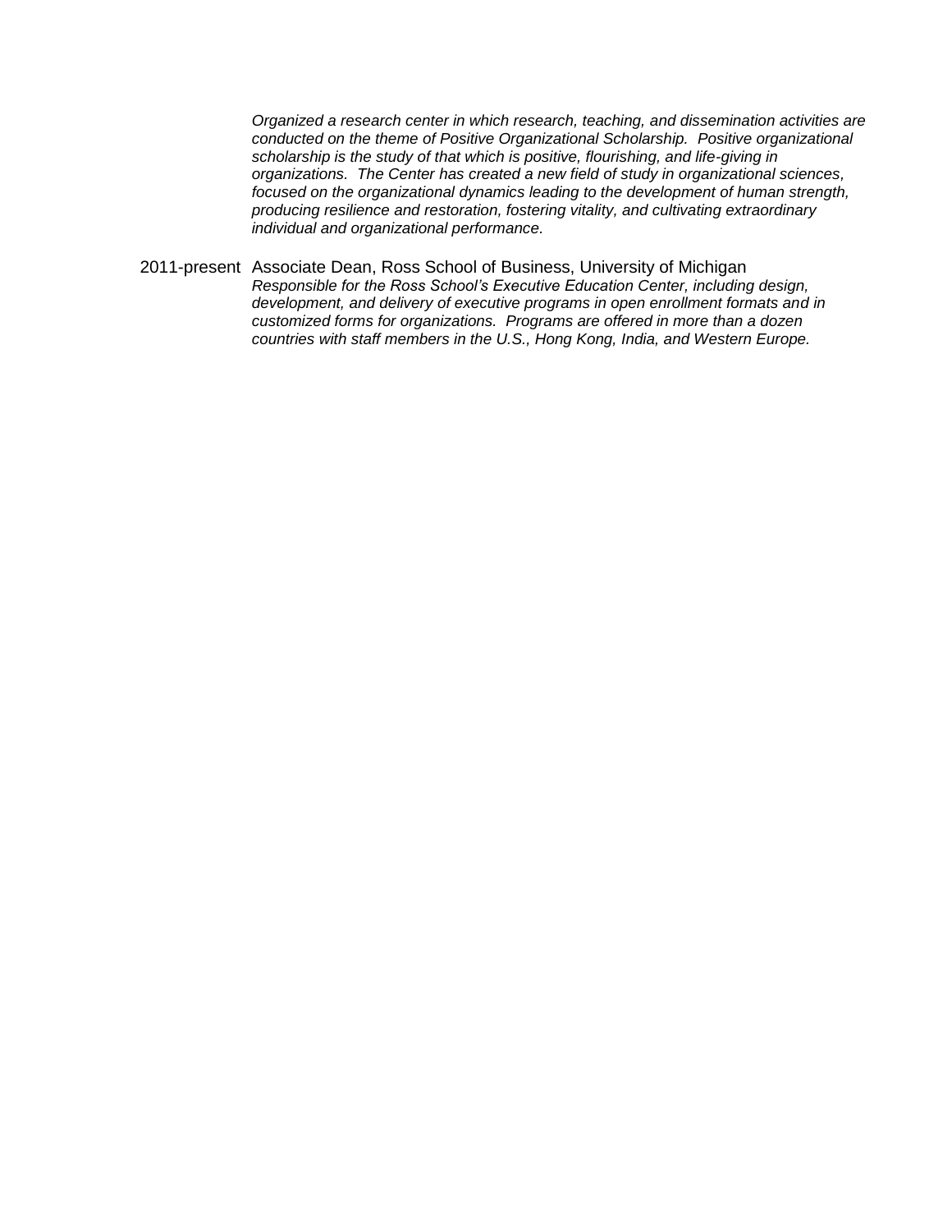*Organized a research center in which research, teaching, and dissemination activities are conducted on the theme of Positive Organizational Scholarship. Positive organizational scholarship is the study of that which is positive, flourishing, and life-giving in organizations. The Center has created a new field of study in organizational sciences, focused on the organizational dynamics leading to the development of human strength, producing resilience and restoration, fostering vitality, and cultivating extraordinary individual and organizational performance.*

2011-present Associate Dean, Ross School of Business, University of Michigan
*Responsible for the Ross School's Executive Education Center, including design, development, and delivery of executive programs in open enrollment formats and in customized forms for organizations. Programs are offered in more than a dozen countries with staff members in the U.S., Hong Kong, India, and Western Europe.*